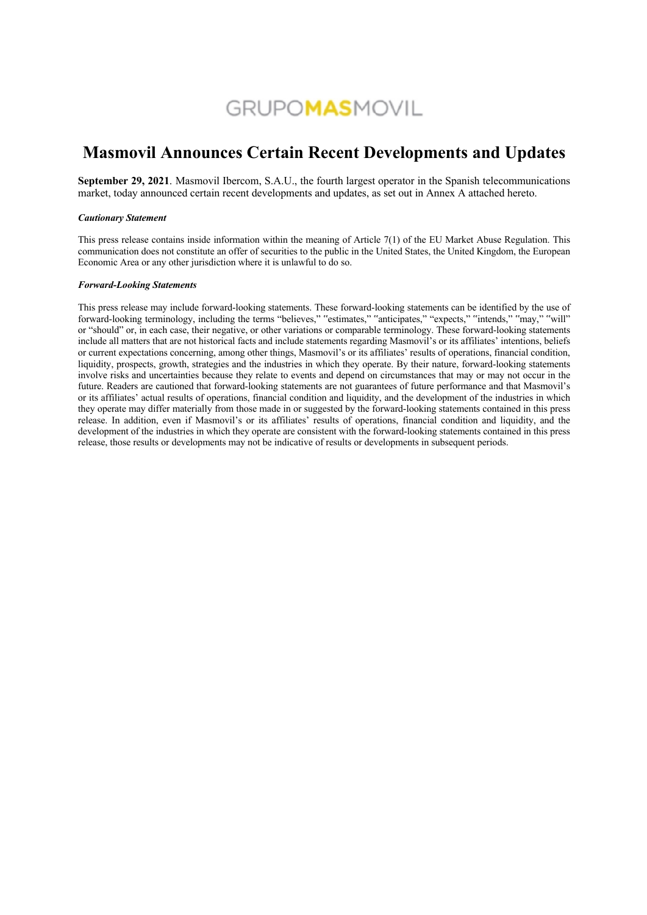GRUPOMASMOVIL

# Masmovil Announces Certain Recent Developments and Updates

**September 29, 2021**. Masmovil Ibercom, S.A.U., the fourth largest operator in the Spanish telecommunications market, today announced certain recent developments and updates, as set out in Annex A attached hereto.

***Cautionary Statement***

This press release contains inside information within the meaning of Article 7(1) of the EU Market Abuse Regulation. This communication does not constitute an offer of securities to the public in the United States, the United Kingdom, the European Economic Area or any other jurisdiction where it is unlawful to do so.

***Forward-Looking Statements***

This press release may include forward-looking statements. These forward-looking statements can be identified by the use of forward-looking terminology, including the terms "believes," "estimates," "anticipates," "expects," "intends," "may," "will" or "should" or, in each case, their negative, or other variations or comparable terminology. These forward-looking statements include all matters that are not historical facts and include statements regarding Masmovil's or its affiliates' intentions, beliefs or current expectations concerning, among other things, Masmovil's or its affiliates' results of operations, financial condition, liquidity, prospects, growth, strategies and the industries in which they operate. By their nature, forward-looking statements involve risks and uncertainties because they relate to events and depend on circumstances that may or may not occur in the future. Readers are cautioned that forward-looking statements are not guarantees of future performance and that Masmovil's or its affiliates' actual results of operations, financial condition and liquidity, and the development of the industries in which they operate may differ materially from those made in or suggested by the forward-looking statements contained in this press release. In addition, even if Masmovil's or its affiliates' results of operations, financial condition and liquidity, and the development of the industries in which they operate are consistent with the forward-looking statements contained in this press release, those results or developments may not be indicative of results or developments in subsequent periods.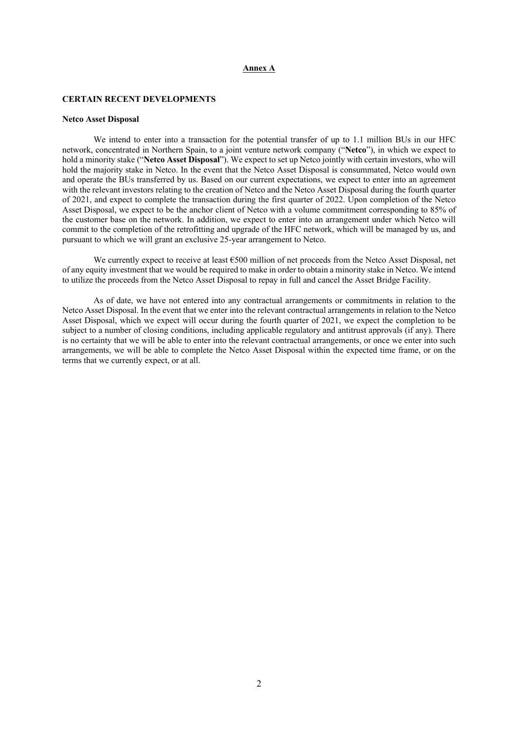# Annex A

## CERTAIN RECENT DEVELOPMENTS

### Netco Asset Disposal

We intend to enter into a transaction for the potential transfer of up to 1.1 million BUs in our HFC network, concentrated in Northern Spain, to a joint venture network company ("**Netco**"), in which we expect to hold a minority stake ("**Netco Asset Disposal**"). We expect to set up Netco jointly with certain investors, who will hold the majority stake in Netco. In the event that the Netco Asset Disposal is consummated, Netco would own and operate the BUs transferred by us. Based on our current expectations, we expect to enter into an agreement with the relevant investors relating to the creation of Netco and the Netco Asset Disposal during the fourth quarter of 2021, and expect to complete the transaction during the first quarter of 2022. Upon completion of the Netco Asset Disposal, we expect to be the anchor client of Netco with a volume commitment corresponding to 85% of the customer base on the network. In addition, we expect to enter into an arrangement under which Netco will commit to the completion of the retrofitting and upgrade of the HFC network, which will be managed by us, and pursuant to which we will grant an exclusive 25-year arrangement to Netco.

We currently expect to receive at least €500 million of net proceeds from the Netco Asset Disposal, net of any equity investment that we would be required to make in order to obtain a minority stake in Netco. We intend to utilize the proceeds from the Netco Asset Disposal to repay in full and cancel the Asset Bridge Facility.

As of date, we have not entered into any contractual arrangements or commitments in relation to the Netco Asset Disposal. In the event that we enter into the relevant contractual arrangements in relation to the Netco Asset Disposal, which we expect will occur during the fourth quarter of 2021, we expect the completion to be subject to a number of closing conditions, including applicable regulatory and antitrust approvals (if any). There is no certainty that we will be able to enter into the relevant contractual arrangements, or once we enter into such arrangements, we will be able to complete the Netco Asset Disposal within the expected time frame, or on the terms that we currently expect, or at all.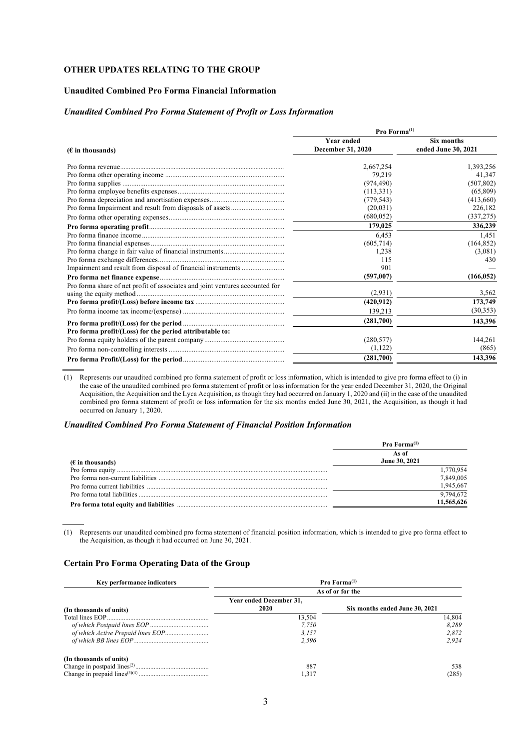## OTHER UPDATES RELATING TO THE GROUP

### Unaudited Combined Pro Forma Financial Information

#### *Unaudited Combined Pro Forma Statement of Profit or Loss Information*

| | Pro Forma[(1)] | |
|---|---|---|
| **(€ in thousands)** | **Year ended December 31, 2020** | **Six months ended June 30, 2021** |
| Pro forma revenue | 2,667,254 | 1,393,256 |
| Pro forma other operating income | 79,219 | 41,347 |
| Pro forma supplies | (974,490) | (507,802) |
| Pro forma employee benefits expenses | (113,331) | (65,809) |
| Pro forma depreciation and amortisation expenses | (779,543) | (413,660) |
| Pro forma Impairment and result from disposals of assets | (20,031) | 226,182 |
| Pro forma other operating expenses | (680,052) | (337,275) |
| **Pro forma operating profit** | **179,025** | **336,239** |
| Pro forma finance income | 6,453 | 1,451 |
| Pro forma financial expenses | (605,714) | (164,852) |
| Pro forma change in fair value of financial instruments | 1,238 | (3,081) |
| Pro forma exchange differences | 115 | 430 |
| Impairment and result from disposal of financial instruments | 901 | — |
| **Pro forma net finance expense** | **(597,007)** | **(166,052)** |
| Pro forma share of net profit of associates and joint ventures accounted for using the equity method | (2,931) | 3,562 |
| **Pro forma profit/(Loss) before income tax** | **(420,912)** | **173,749** |
| Pro forma income tax income/(expense) | 139,213 | (30,353) |
| **Pro forma profit/(Loss) for the period** | **(281,700)** | **143,396** |
| **Pro forma profit/(Loss) for the period attributable to:** | | |
| Pro forma equity holders of the parent company | (280,577) | 144,261 |
| Pro forma non-controlling interests | (1,122) | (865) |
| **Pro forma Profit/(Loss) for the period** | **(281,700)** | **143,396** |

(1) Represents our unaudited combined pro forma statement of profit or loss information, which is intended to give pro forma effect to (i) in the case of the unaudited combined pro forma statement of profit or loss information for the year ended December 31, 2020, the Original Acquisition, the Acquisition and the Lyca Acquisition, as though they had occurred on January 1, 2020 and (ii) in the case of the unaudited combined pro forma statement of profit or loss information for the six months ended June 30, 2021, the Acquisition, as though it had occurred on January 1, 2020.

#### *Unaudited Combined Pro Forma Statement of Financial Position Information*

| | Pro Forma[(1)] |
|---|---|
| **(€ in thousands)** | **As of June 30, 2021** |
| Pro forma equity | 1,770,954 |
| Pro forma non-current liabilities | 7,849,005 |
| Pro forma current liabilities | 1,945,667 |
| Pro forma total liabilities | 9,794,672 |
| **Pro forma total equity and liabilities** | **11,565,626** |

(1) Represents our unaudited combined pro forma statement of financial position information, which is intended to give pro forma effect to the Acquisition, as though it had occurred on June 30, 2021.

### Certain Pro Forma Operating Data of the Group

| Key performance indicators | Pro Forma[(1)] | |
|---|---|---|
| | As of or for the | |
| **(In thousands of units)** | **Year ended December 31, 2020** | **Six months ended June 30, 2021** |
| Total lines EOP | 13,504 | 14,804 |
| *of which Postpaid lines EOP* | *7,750* | *8,289* |
| *of which Active Prepaid lines EOP* | *3,157* | *2,872* |
| *of which BB lines EOP* | *2,596* | *2,924* |
| **(In thousands of units)** | | |
| Change in postpaid lines[(2)] | 887 | 538 |
| Change in prepaid lines[(3)(4)] | 1,317 | (285) |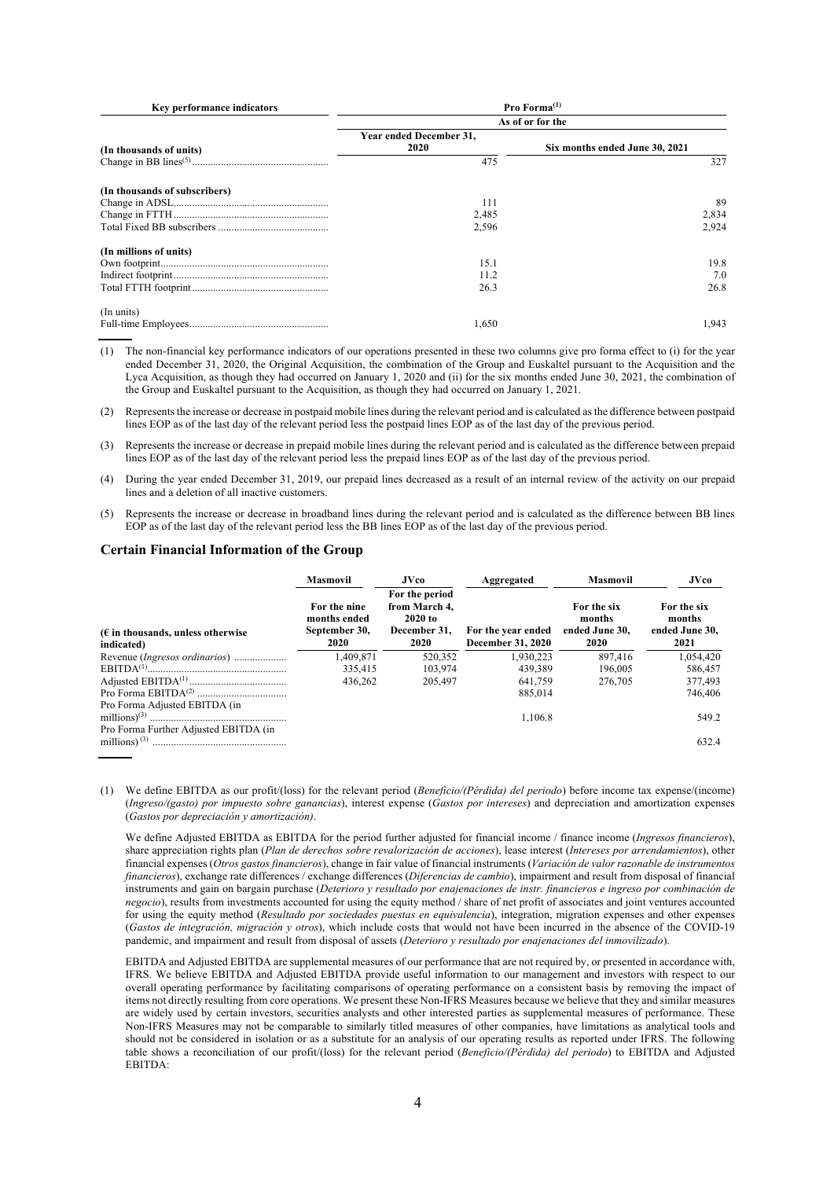| Key performance indicators | Pro Forma[(1)] | |
|---|---|---|
| | As of or for the | |
| (In thousands of units) | Year ended December 31, 2020 | Six months ended June 30, 2021 |
| Change in BB lines[(5)] | 475 | 327 |
| **(In thousands of subscribers)** | | |
| Change in ADSL | 111 | 89 |
| Change in FTTH | 2,485 | 2,834 |
| Total Fixed BB subscribers | 2,596 | 2,924 |
| **(In millions of units)** | | |
| Own footprint | 15.1 | 19.8 |
| Indirect footprint | 11.2 | 7.0 |
| Total FTTH footprint | 26.3 | 26.8 |
| (In units) | | |
| Full-time Employees | 1,650 | 1,943 |

(1) The non-financial key performance indicators of our operations presented in these two columns give pro forma effect to (i) for the year ended December 31, 2020, the Original Acquisition, the combination of the Group and Euskaltel pursuant to the Acquisition and the Lyca Acquisition, as though they had occurred on January 1, 2020 and (ii) for the six months ended June 30, 2021, the combination of the Group and Euskaltel pursuant to the Acquisition, as though they had occurred on January 1, 2021.

(2) Represents the increase or decrease in postpaid mobile lines during the relevant period and is calculated as the difference between postpaid lines EOP as of the last day of the relevant period less the postpaid lines EOP as of the last day of the previous period.

(3) Represents the increase or decrease in prepaid mobile lines during the relevant period and is calculated as the difference between prepaid lines EOP as of the last day of the relevant period less the prepaid lines EOP as of the last day of the previous period.

(4) During the year ended December 31, 2019, our prepaid lines decreased as a result of an internal review of the activity on our prepaid lines and a deletion of all inactive customers.

(5) Represents the increase or decrease in broadband lines during the relevant period and is calculated as the difference between BB lines EOP as of the last day of the relevant period less the BB lines EOP as of the last day of the previous period.

### Certain Financial Information of the Group

| | Masmovil | JVco | Aggregated | Masmovil | JVco |
|---|---|---|---|---|---|
| (€ in thousands, unless otherwise indicated) | For the nine months ended September 30, 2020 | For the period from March 4, 2020 to December 31, 2020 | For the year ended December 31, 2020 | For the six months ended June 30, 2020 | For the six months ended June 30, 2021 |
| Revenue (*Ingresos ordinarios*) | 1,409,871 | 520,352 | 1,930,223 | 897,416 | 1,054,420 |
| EBITDA[(1)] | 335,415 | 103,974 | 439,389 | 196,005 | 586,457 |
| Adjusted EBITDA[(1)] | 436,262 | 205,497 | 641,759 | 276,705 | 377,493 |
| Pro Forma EBITDA[(2)] | | | 885,014 | | 746,406 |
| Pro Forma Adjusted EBITDA (in millions)[(3)] | | | 1,106.8 | | 549.2 |
| Pro Forma Further Adjusted EBITDA (in millions)[(3)] | | | | | 632.4 |

(1) We define EBITDA as our profit/(loss) for the relevant period (*Beneficio/(Pérdida) del periodo*) before income tax expense/(income) (*Ingreso/(gasto) por impuesto sobre ganancias*), interest expense (*Gastos por intereses*) and depreciation and amortization expenses (*Gastos por depreciación y amortización)*.

We define Adjusted EBITDA as EBITDA for the period further adjusted for financial income / finance income (*Ingresos financieros*), share appreciation rights plan (*Plan de derechos sobre revalorización de acciones*), lease interest (*Intereses por arrendamientos*), other financial expenses (*Otros gastos financieros*), change in fair value of financial instruments (*Variación de valor razonable de instrumentos financieros*), exchange rate differences / exchange differences (*Diferencias de cambio*), impairment and result from disposal of financial instruments and gain on bargain purchase (*Deterioro y resultado por enajenaciones de instr. financieros e ingreso por combinación de negocio*), results from investments accounted for using the equity method / share of net profit of associates and joint ventures accounted for using the equity method (*Resultado por sociedades puestas en equivalencia*), integration, migration expenses and other expenses (*Gastos de integración, migración y otros*), which include costs that would not have been incurred in the absence of the COVID-19 pandemic, and impairment and result from disposal of assets (*Deterioro y resultado por enajenaciones del inmovilizado*).

EBITDA and Adjusted EBITDA are supplemental measures of our performance that are not required by, or presented in accordance with, IFRS. We believe EBITDA and Adjusted EBITDA provide useful information to our management and investors with respect to our overall operating performance by facilitating comparisons of operating performance on a consistent basis by removing the impact of items not directly resulting from core operations. We present these Non-IFRS Measures because we believe that they and similar measures are widely used by certain investors, securities analysts and other interested parties as supplemental measures of performance. These Non-IFRS Measures may not be comparable to similarly titled measures of other companies, have limitations as analytical tools and should not be considered in isolation or as a substitute for an analysis of our operating results as reported under IFRS. The following table shows a reconciliation of our profit/(loss) for the relevant period (*Beneficio/(Pérdida) del periodo*) to EBITDA and Adjusted EBITDA: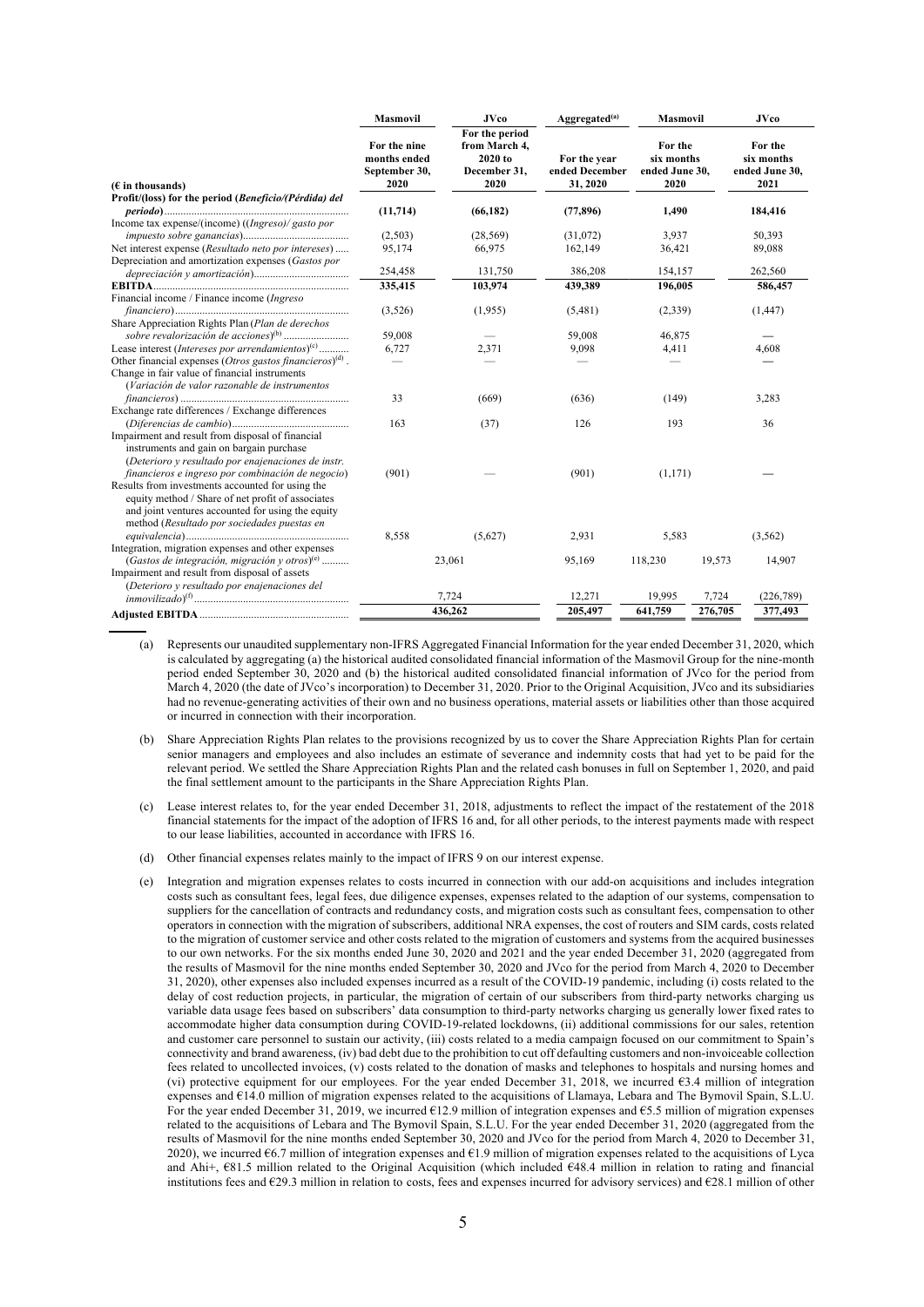| (€ in thousands) | Masmovil | JVco | Aggregated[(a)] | Masmovil | JVco |
|---|---|---|---|---|---|
| | For the nine months ended September 30, 2020 | For the period from March 4, 2020 to December 31, 2020 | For the year ended December 31, 2020 | For the six months ended June 30, 2020 | For the six months ended June 30, 2021 |
| **Profit/(loss) for the period (*Beneficio/(Pérdida) del periodo*)** | **(11,714)** | **(66,182)** | **(77,896)** | **1,490** | **184,416** |
| Income tax expense/(income) ((*Ingreso*)/ *gasto por impuesto sobre ganancias*) | (2,503) | (28,569) | (31,072) | 3,937 | 50,393 |
| Net interest expense (*Resultado neto por intereses*) | 95,174 | 66,975 | 162,149 | 36,421 | 89,088 |
| Depreciation and amortization expenses (*Gastos por depreciación y amortización*) | 254,458 | 131,750 | 386,208 | 154,157 | 262,560 |
| **EBITDA** | **335,415** | **103,974** | **439,389** | **196,005** | **586,457** |
| Financial income / Finance income (*Ingreso financiero*) | (3,526) | (1,955) | (5,481) | (2,339) | (1,447) |
| Share Appreciation Rights Plan (*Plan de derechos sobre revalorización de acciones*)[(b)] | 59,008 | — | 59,008 | 46,875 | — |
| Lease interest (*Intereses por arrendamientos*)[(c)] | 6,727 | 2,371 | 9,098 | 4,411 | 4,608 |
| Other financial expenses (*Otros gastos financieros*)[(d)] | — | — | — | — | — |
| Change in fair value of financial instruments (*Variación de valor razonable de instrumentos financieros*) | 33 | (669) | (636) | (149) | 3,283 |
| Exchange rate differences / Exchange differences (*Diferencias de cambio*) | 163 | (37) | 126 | 193 | 36 |
| Impairment and result from disposal of financial instruments and gain on bargain purchase (*Deterioro y resultado por enajenaciones de instr. financieros e ingreso por combinación de negocio*) | (901) | — | (901) | (1,171) | — |
| Results from investments accounted for using the equity method / Share of net profit of associates and joint ventures accounted for using the equity method (*Resultado por sociedades puestas en equivalencia*) | 8,558 | (5,627) | 2,931 | 5,583 | (3,562) |
| Integration, migration expenses and other expenses (*Gastos de integración, migración y otros*)[(e)] | 23,061 | 95,169 | 118,230 | 19,573 | 14,907 |
| Impairment and result from disposal of assets (*Deterioro y resultado por enajenaciones del inmovilizado*)[(f)] | 7,724 | 12,271 | 19,995 | 7,724 | (226,789) |
| **Adjusted EBITDA** | 436,262 | 205,497 | 641,759 | 276,705 | 377,493 |

(a) Represents our unaudited supplementary non-IFRS Aggregated Financial Information for the year ended December 31, 2020, which is calculated by aggregating (a) the historical audited consolidated financial information of the Masmovil Group for the nine-month period ended September 30, 2020 and (b) the historical audited consolidated financial information of JVco for the period from March 4, 2020 (the date of JVco's incorporation) to December 31, 2020. Prior to the Original Acquisition, JVco and its subsidiaries had no revenue-generating activities of their own and no business operations, material assets or liabilities other than those acquired or incurred in connection with their incorporation.

(b) Share Appreciation Rights Plan relates to the provisions recognized by us to cover the Share Appreciation Rights Plan for certain senior managers and employees and also includes an estimate of severance and indemnity costs that had yet to be paid for the relevant period. We settled the Share Appreciation Rights Plan and the related cash bonuses in full on September 1, 2020, and paid the final settlement amount to the participants in the Share Appreciation Rights Plan.

(c) Lease interest relates to, for the year ended December 31, 2018, adjustments to reflect the impact of the restatement of the 2018 financial statements for the impact of the adoption of IFRS 16 and, for all other periods, to the interest payments made with respect to our lease liabilities, accounted in accordance with IFRS 16.

(d) Other financial expenses relates mainly to the impact of IFRS 9 on our interest expense.

(e) Integration and migration expenses relates to costs incurred in connection with our add-on acquisitions and includes integration costs such as consultant fees, legal fees, due diligence expenses, expenses related to the adaption of our systems, compensation to suppliers for the cancellation of contracts and redundancy costs, and migration costs such as consultant fees, compensation to other operators in connection with the migration of subscribers, additional NRA expenses, the cost of routers and SIM cards, costs related to the migration of customer service and other costs related to the migration of customers and systems from the acquired businesses to our own networks. For the six months ended June 30, 2020 and 2021 and the year ended December 31, 2020 (aggregated from the results of Masmovil for the nine months ended September 30, 2020 and JVco for the period from March 4, 2020 to December 31, 2020), other expenses also included expenses incurred as a result of the COVID-19 pandemic, including (i) costs related to the delay of cost reduction projects, in particular, the migration of certain of our subscribers from third-party networks charging us variable data usage fees based on subscribers' data consumption to third-party networks charging us generally lower fixed rates to accommodate higher data consumption during COVID-19-related lockdowns, (ii) additional commissions for our sales, retention and customer care personnel to sustain our activity, (iii) costs related to a media campaign focused on our commitment to Spain's connectivity and brand awareness, (iv) bad debt due to the prohibition to cut off defaulting customers and non-invoiceable collection fees related to uncollected invoices, (v) costs related to the donation of masks and telephones to hospitals and nursing homes and (vi) protective equipment for our employees. For the year ended December 31, 2018, we incurred €3.4 million of integration expenses and €14.0 million of migration expenses related to the acquisitions of Llamaya, Lebara and The Bymovil Spain, S.L.U. For the year ended December 31, 2019, we incurred €12.9 million of integration expenses and €5.5 million of migration expenses related to the acquisitions of Lebara and The Bymovil Spain, S.L.U. For the year ended December 31, 2020 (aggregated from the results of Masmovil for the nine months ended September 30, 2020 and JVco for the period from March 4, 2020 to December 31, 2020), we incurred €6.7 million of integration expenses and €1.9 million of migration expenses related to the acquisitions of Lyca and Ahi+, €81.5 million related to the Original Acquisition (which included €48.4 million in relation to rating and financial institutions fees and €29.3 million in relation to costs, fees and expenses incurred for advisory services) and €28.1 million of other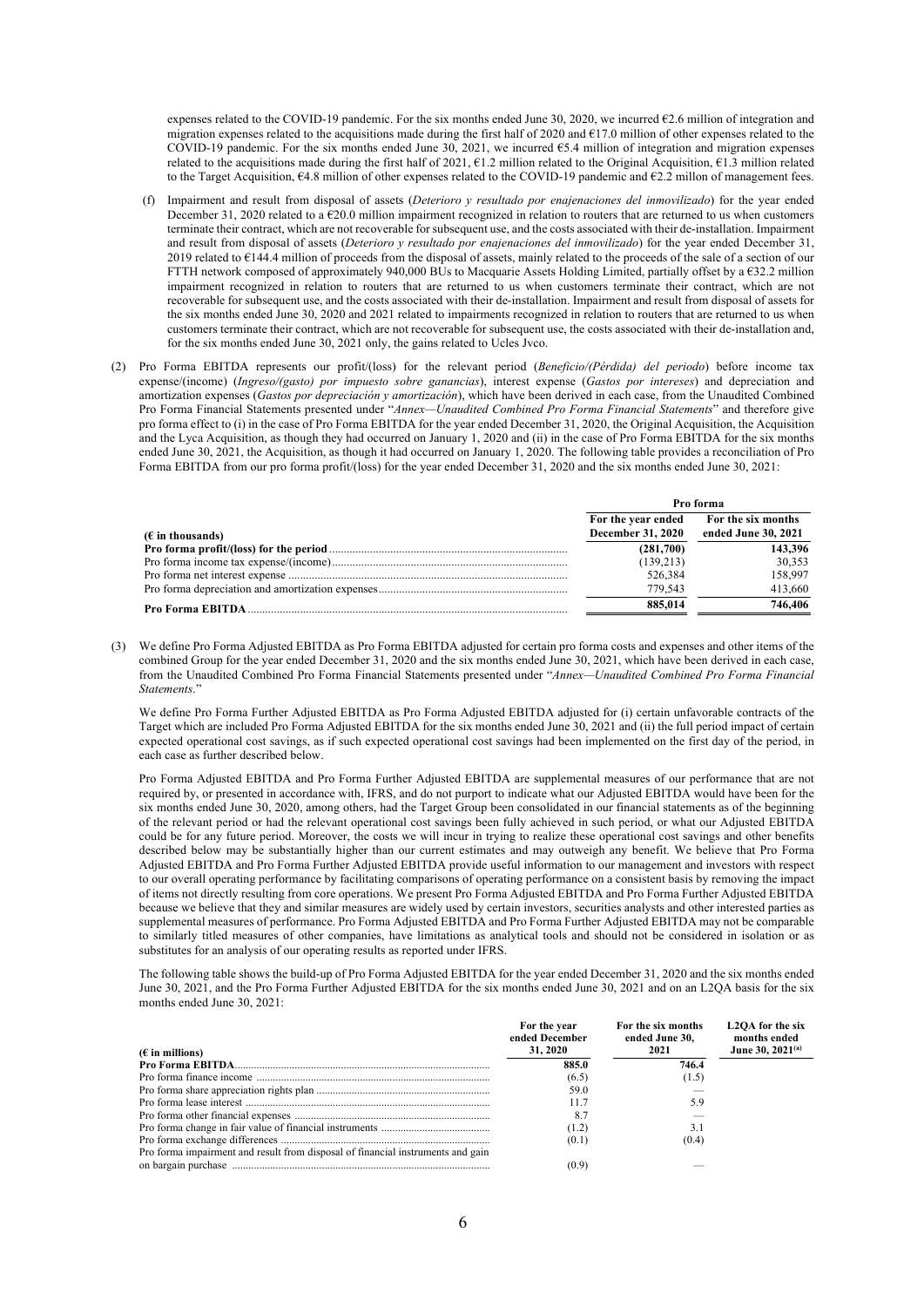expenses related to the COVID-19 pandemic. For the six months ended June 30, 2020, we incurred €2.6 million of integration and migration expenses related to the acquisitions made during the first half of 2020 and €17.0 million of other expenses related to the COVID-19 pandemic. For the six months ended June 30, 2021, we incurred €5.4 million of integration and migration expenses related to the acquisitions made during the first half of 2021, €1.2 million related to the Original Acquisition, €1.3 million related to the Target Acquisition, €4.8 million of other expenses related to the COVID-19 pandemic and €2.2 millon of management fees.

(f) Impairment and result from disposal of assets (*Deterioro y resultado por enajenaciones del inmovilizado*) for the year ended December 31, 2020 related to a €20.0 million impairment recognized in relation to routers that are returned to us when customers terminate their contract, which are not recoverable for subsequent use, and the costs associated with their de-installation. Impairment and result from disposal of assets (*Deterioro y resultado por enajenaciones del inmovilizado*) for the year ended December 31, 2019 related to €144.4 million of proceeds from the disposal of assets, mainly related to the proceeds of the sale of a section of our FTTH network composed of approximately 940,000 BUs to Macquarie Assets Holding Limited, partially offset by a €32.2 million impairment recognized in relation to routers that are returned to us when customers terminate their contract, which are not recoverable for subsequent use, and the costs associated with their de-installation. Impairment and result from disposal of assets for the six months ended June 30, 2020 and 2021 related to impairments recognized in relation to routers that are returned to us when customers terminate their contract, which are not recoverable for subsequent use, the costs associated with their de-installation and, for the six months ended June 30, 2021 only, the gains related to Ucles Jvco.

(2) Pro Forma EBITDA represents our profit/(loss) for the relevant period (*Beneficio/(Pérdida) del periodo*) before income tax expense/(income) (*Ingreso/(gasto) por impuesto sobre ganancias*), interest expense (*Gastos por intereses*) and depreciation and amortization expenses (*Gastos por depreciación y amortización*), which have been derived in each case, from the Unaudited Combined Pro Forma Financial Statements presented under "*Annex—Unaudited Combined Pro Forma Financial Statements*" and therefore give pro forma effect to (i) in the case of Pro Forma EBITDA for the year ended December 31, 2020, the Original Acquisition, the Acquisition and the Lyca Acquisition, as though they had occurred on January 1, 2020 and (ii) in the case of Pro Forma EBITDA for the six months ended June 30, 2021, the Acquisition, as though it had occurred on January 1, 2020. The following table provides a reconciliation of Pro Forma EBITDA from our pro forma profit/(loss) for the year ended December 31, 2020 and the six months ended June 30, 2021:

| | Pro forma | |
|---|---|---|
| **(€ in thousands)** | **For the year ended December 31, 2020** | **For the six months ended June 30, 2021** |
| **Pro forma profit/(loss) for the period** | **(281,700)** | **143,396** |
| Pro forma income tax expense/(income) | (139,213) | 30,353 |
| Pro forma net interest expense | 526,384 | 158,997 |
| Pro forma depreciation and amortization expenses | 779,543 | 413,660 |
| **Pro Forma EBITDA** | **885,014** | **746,406** |

(3) We define Pro Forma Adjusted EBITDA as Pro Forma EBITDA adjusted for certain pro forma costs and expenses and other items of the combined Group for the year ended December 31, 2020 and the six months ended June 30, 2021, which have been derived in each case, from the Unaudited Combined Pro Forma Financial Statements presented under "*Annex—Unaudited Combined Pro Forma Financial Statements*."

We define Pro Forma Further Adjusted EBITDA as Pro Forma Adjusted EBITDA adjusted for (i) certain unfavorable contracts of the Target which are included Pro Forma Adjusted EBITDA for the six months ended June 30, 2021 and (ii) the full period impact of certain expected operational cost savings, as if such expected operational cost savings had been implemented on the first day of the period, in each case as further described below.

Pro Forma Adjusted EBITDA and Pro Forma Further Adjusted EBITDA are supplemental measures of our performance that are not required by, or presented in accordance with, IFRS, and do not purport to indicate what our Adjusted EBITDA would have been for the six months ended June 30, 2020, among others, had the Target Group been consolidated in our financial statements as of the beginning of the relevant period or had the relevant operational cost savings been fully achieved in such period, or what our Adjusted EBITDA could be for any future period. Moreover, the costs we will incur in trying to realize these operational cost savings and other benefits described below may be substantially higher than our current estimates and may outweigh any benefit. We believe that Pro Forma Adjusted EBITDA and Pro Forma Further Adjusted EBITDA provide useful information to our management and investors with respect to our overall operating performance by facilitating comparisons of operating performance on a consistent basis by removing the impact of items not directly resulting from core operations. We present Pro Forma Adjusted EBITDA and Pro Forma Further Adjusted EBITDA because we believe that they and similar measures are widely used by certain investors, securities analysts and other interested parties as supplemental measures of performance. Pro Forma Adjusted EBITDA and Pro Forma Further Adjusted EBITDA may not be comparable to similarly titled measures of other companies, have limitations as analytical tools and should not be considered in isolation or as substitutes for an analysis of our operating results as reported under IFRS.

The following table shows the build-up of Pro Forma Adjusted EBITDA for the year ended December 31, 2020 and the six months ended June 30, 2021, and the Pro Forma Further Adjusted EBITDA for the six months ended June 30, 2021 and on an L2QA basis for the six months ended June 30, 2021:

| **(€ in millions)** | **For the year ended December 31, 2020** | **For the six months ended June 30, 2021** | **L2QA for the six months ended June 30, 2021[(a)]** |
|---|---|---|---|
| **Pro Forma EBITDA** | **885.0** | **746.4** | |
| Pro forma finance income | (6.5) | (1.5) | |
| Pro forma share appreciation rights plan | 59.0 | — | |
| Pro forma lease interest | 11.7 | 5.9 | |
| Pro forma other financial expenses | 8.7 | — | |
| Pro forma change in fair value of financial instruments | (1.2) | 3.1 | |
| Pro forma exchange differences | (0.1) | (0.4) | |
| Pro forma impairment and result from disposal of financial instruments and gain on bargain purchase | (0.9) | — | |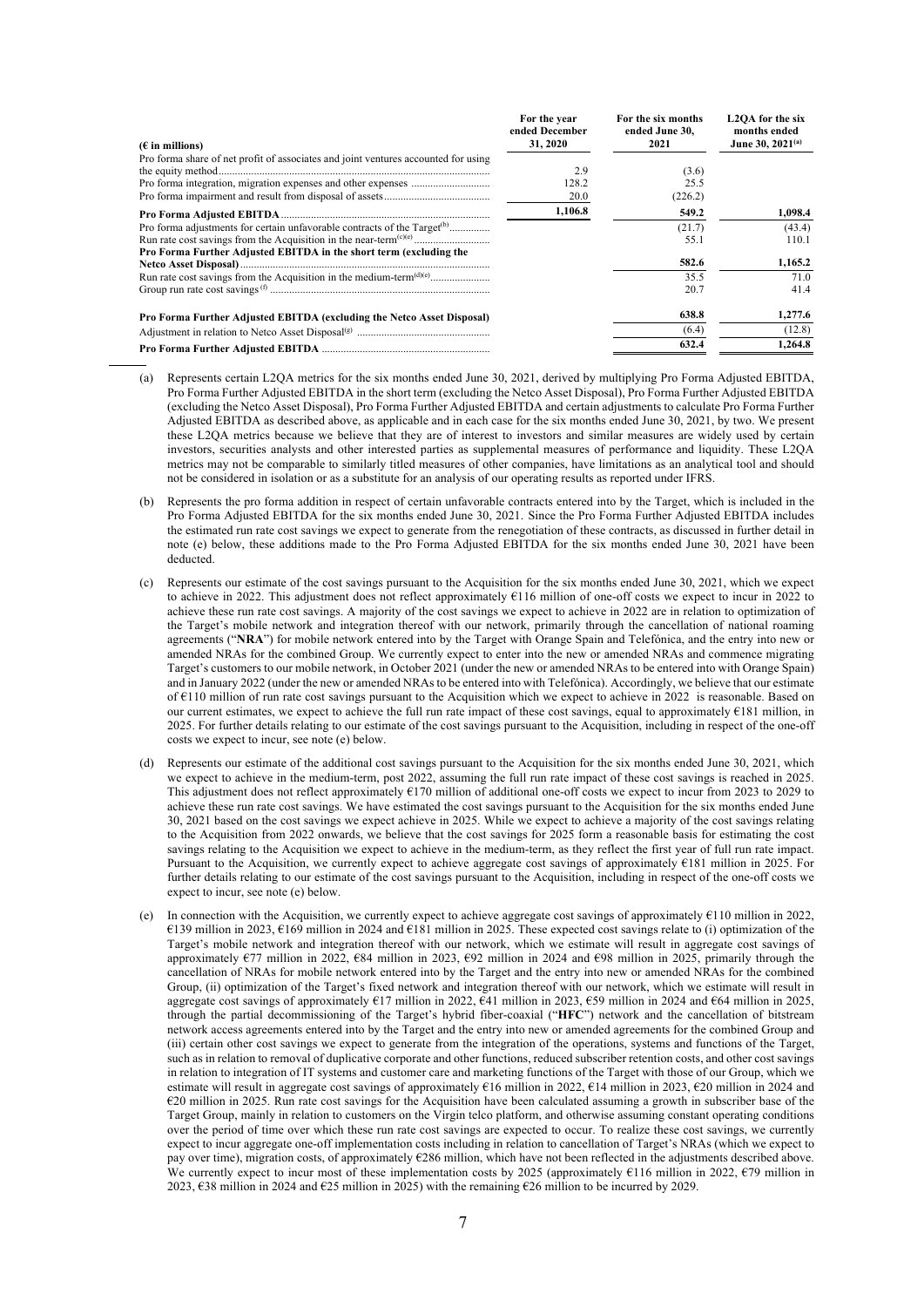| (€ in millions) | For the year ended December 31, 2020 | For the six months ended June 30, 2021 | L2QA for the six months ended June 30, 2021[(a)] |
|---|---|---|---|
| Pro forma share of net profit of associates and joint ventures accounted for using the equity method | 2.9 | (3.6) | |
| Pro forma integration, migration expenses and other expenses | 128.2 | 25.5 | |
| Pro forma impairment and result from disposal of assets | 20.0 | (226.2) | |
| **Pro Forma Adjusted EBITDA** | **1,106.8** | **549.2** | **1,098.4** |
| Pro forma adjustments for certain unfavorable contracts of the Target[(b)] | | (21.7) | (43.4) |
| Run rate cost savings from the Acquisition in the near-term[(c)(e)] | | 55.1 | 110.1 |
| **Pro Forma Further Adjusted EBITDA in the short term (excluding the Netco Asset Disposal)** | | **582.6** | **1,165.2** |
| Run rate cost savings from the Acquisition in the medium-term[(d)(e)] | | 35.5 | 71.0 |
| Group run rate cost savings[(f)] | | 20.7 | 41.4 |
| **Pro Forma Further Adjusted EBITDA (excluding the Netco Asset Disposal)** | | **638.8** | **1,277.6** |
| Adjustment in relation to Netco Asset Disposal[(g)] | | (6.4) | (12.8) |
| **Pro Forma Further Adjusted EBITDA** | | **632.4** | **1,264.8** |

(a) Represents certain L2QA metrics for the six months ended June 30, 2021, derived by multiplying Pro Forma Adjusted EBITDA, Pro Forma Further Adjusted EBITDA in the short term (excluding the Netco Asset Disposal), Pro Forma Further Adjusted EBITDA (excluding the Netco Asset Disposal), Pro Forma Further Adjusted EBITDA and certain adjustments to calculate Pro Forma Further Adjusted EBITDA as described above, as applicable and in each case for the six months ended June 30, 2021, by two. We present these L2QA metrics because we believe that they are of interest to investors and similar measures are widely used by certain investors, securities analysts and other interested parties as supplemental measures of performance and liquidity. These L2QA metrics may not be comparable to similarly titled measures of other companies, have limitations as an analytical tool and should not be considered in isolation or as a substitute for an analysis of our operating results as reported under IFRS.

(b) Represents the pro forma addition in respect of certain unfavorable contracts entered into by the Target, which is included in the Pro Forma Adjusted EBITDA for the six months ended June 30, 2021. Since the Pro Forma Further Adjusted EBITDA includes the estimated run rate cost savings we expect to generate from the renegotiation of these contracts, as discussed in further detail in note (e) below, these additions made to the Pro Forma Adjusted EBITDA for the six months ended June 30, 2021 have been deducted.

(c) Represents our estimate of the cost savings pursuant to the Acquisition for the six months ended June 30, 2021, which we expect to achieve in 2022. This adjustment does not reflect approximately €116 million of one-off costs we expect to incur in 2022 to achieve these run rate cost savings. A majority of the cost savings we expect to achieve in 2022 are in relation to optimization of the Target's mobile network and integration thereof with our network, primarily through the cancellation of national roaming agreements ("**NRA**") for mobile network entered into by the Target with Orange Spain and Telefónica, and the entry into new or amended NRAs for the combined Group. We currently expect to enter into the new or amended NRAs and commence migrating Target's customers to our mobile network, in October 2021 (under the new or amended NRAs to be entered into with Orange Spain) and in January 2022 (under the new or amended NRAs to be entered into with Telefónica). Accordingly, we believe that our estimate of €110 million of run rate cost savings pursuant to the Acquisition which we expect to achieve in 2022 is reasonable. Based on our current estimates, we expect to achieve the full run rate impact of these cost savings, equal to approximately €181 million, in 2025. For further details relating to our estimate of the cost savings pursuant to the Acquisition, including in respect of the one-off costs we expect to incur, see note (e) below.

(d) Represents our estimate of the additional cost savings pursuant to the Acquisition for the six months ended June 30, 2021, which we expect to achieve in the medium-term, post 2022, assuming the full run rate impact of these cost savings is reached in 2025. This adjustment does not reflect approximately €170 million of additional one-off costs we expect to incur from 2023 to 2029 to achieve these run rate cost savings. We have estimated the cost savings pursuant to the Acquisition for the six months ended June 30, 2021 based on the cost savings we expect achieve in 2025. While we expect to achieve a majority of the cost savings relating to the Acquisition from 2022 onwards, we believe that the cost savings for 2025 form a reasonable basis for estimating the cost savings relating to the Acquisition we expect to achieve in the medium-term, as they reflect the first year of full run rate impact. Pursuant to the Acquisition, we currently expect to achieve aggregate cost savings of approximately €181 million in 2025. For further details relating to our estimate of the cost savings pursuant to the Acquisition, including in respect of the one-off costs we expect to incur, see note (e) below.

(e) In connection with the Acquisition, we currently expect to achieve aggregate cost savings of approximately €110 million in 2022, €139 million in 2023, €169 million in 2024 and €181 million in 2025. These expected cost savings relate to (i) optimization of the Target's mobile network and integration thereof with our network, which we estimate will result in aggregate cost savings of approximately €77 million in 2022, €84 million in 2023, €92 million in 2024 and €98 million in 2025, primarily through the cancellation of NRAs for mobile network entered into by the Target and the entry into new or amended NRAs for the combined Group, (ii) optimization of the Target's fixed network and integration thereof with our network, which we estimate will result in aggregate cost savings of approximately €17 million in 2022, €41 million in 2023, €59 million in 2024 and €64 million in 2025, through the partial decommissioning of the Target's hybrid fiber-coaxial ("**HFC**") network and the cancellation of bitstream network access agreements entered into by the Target and the entry into new or amended agreements for the combined Group and (iii) certain other cost savings we expect to generate from the integration of the operations, systems and functions of the Target, such as in relation to removal of duplicative corporate and other functions, reduced subscriber retention costs, and other cost savings in relation to integration of IT systems and customer care and marketing functions of the Target with those of our Group, which we estimate will result in aggregate cost savings of approximately €16 million in 2022, €14 million in 2023, €20 million in 2024 and €20 million in 2025. Run rate cost savings for the Acquisition have been calculated assuming a growth in subscriber base of the Target Group, mainly in relation to customers on the Virgin telco platform, and otherwise assuming constant operating conditions over the period of time over which these run rate cost savings are expected to occur. To realize these cost savings, we currently expect to incur aggregate one-off implementation costs including in relation to cancellation of Target's NRAs (which we expect to pay over time), migration costs, of approximately €286 million, which have not been reflected in the adjustments described above. We currently expect to incur most of these implementation costs by 2025 (approximately €116 million in 2022, €79 million in 2023, €38 million in 2024 and €25 million in 2025) with the remaining €26 million to be incurred by 2029.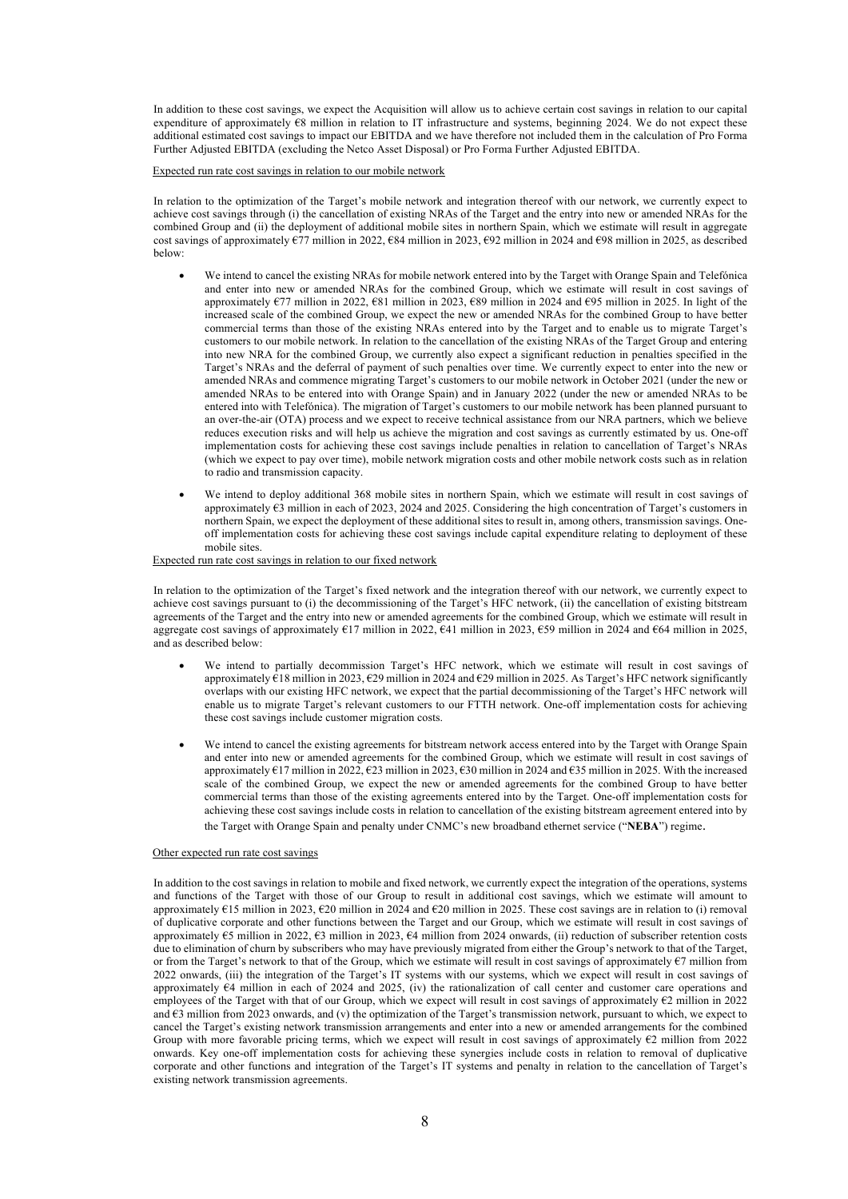In addition to these cost savings, we expect the Acquisition will allow us to achieve certain cost savings in relation to our capital expenditure of approximately €8 million in relation to IT infrastructure and systems, beginning 2024. We do not expect these additional estimated cost savings to impact our EBITDA and we have therefore not included them in the calculation of Pro Forma Further Adjusted EBITDA (excluding the Netco Asset Disposal) or Pro Forma Further Adjusted EBITDA.

Expected run rate cost savings in relation to our mobile network

In relation to the optimization of the Target's mobile network and integration thereof with our network, we currently expect to achieve cost savings through (i) the cancellation of existing NRAs of the Target and the entry into new or amended NRAs for the combined Group and (ii) the deployment of additional mobile sites in northern Spain, which we estimate will result in aggregate cost savings of approximately €77 million in 2022, €84 million in 2023, €92 million in 2024 and €98 million in 2025, as described below:

- We intend to cancel the existing NRAs for mobile network entered into by the Target with Orange Spain and Telefónica and enter into new or amended NRAs for the combined Group, which we estimate will result in cost savings of approximately €77 million in 2022, €81 million in 2023, €89 million in 2024 and €95 million in 2025. In light of the increased scale of the combined Group, we expect the new or amended NRAs for the combined Group to have better commercial terms than those of the existing NRAs entered into by the Target and to enable us to migrate Target's customers to our mobile network. In relation to the cancellation of the existing NRAs of the Target Group and entering into new NRA for the combined Group, we currently also expect a significant reduction in penalties specified in the Target's NRAs and the deferral of payment of such penalties over time. We currently expect to enter into the new or amended NRAs and commence migrating Target's customers to our mobile network in October 2021 (under the new or amended NRAs to be entered into with Orange Spain) and in January 2022 (under the new or amended NRAs to be entered into with Telefónica). The migration of Target's customers to our mobile network has been planned pursuant to an over-the-air (OTA) process and we expect to receive technical assistance from our NRA partners, which we believe reduces execution risks and will help us achieve the migration and cost savings as currently estimated by us. One-off implementation costs for achieving these cost savings include penalties in relation to cancellation of Target's NRAs (which we expect to pay over time), mobile network migration costs and other mobile network costs such as in relation to radio and transmission capacity.
- We intend to deploy additional 368 mobile sites in northern Spain, which we estimate will result in cost savings of approximately €3 million in each of 2023, 2024 and 2025. Considering the high concentration of Target's customers in northern Spain, we expect the deployment of these additional sites to result in, among others, transmission savings. One-off implementation costs for achieving these cost savings include capital expenditure relating to deployment of these mobile sites.

Expected run rate cost savings in relation to our fixed network

In relation to the optimization of the Target's fixed network and the integration thereof with our network, we currently expect to achieve cost savings pursuant to (i) the decommissioning of the Target's HFC network, (ii) the cancellation of existing bitstream agreements of the Target and the entry into new or amended agreements for the combined Group, which we estimate will result in aggregate cost savings of approximately €17 million in 2022, €41 million in 2023, €59 million in 2024 and €64 million in 2025, and as described below:

- We intend to partially decommission Target's HFC network, which we estimate will result in cost savings of approximately €18 million in 2023, €29 million in 2024 and €29 million in 2025. As Target's HFC network significantly overlaps with our existing HFC network, we expect that the partial decommissioning of the Target's HFC network will enable us to migrate Target's relevant customers to our FTTH network. One-off implementation costs for achieving these cost savings include customer migration costs.
- We intend to cancel the existing agreements for bitstream network access entered into by the Target with Orange Spain and enter into new or amended agreements for the combined Group, which we estimate will result in cost savings of approximately €17 million in 2022, €23 million in 2023, €30 million in 2024 and €35 million in 2025. With the increased scale of the combined Group, we expect the new or amended agreements for the combined Group to have better commercial terms than those of the existing agreements entered into by the Target. One-off implementation costs for achieving these cost savings include costs in relation to cancellation of the existing bitstream agreement entered into by the Target with Orange Spain and penalty under CNMC's new broadband ethernet service ("**NEBA**") regime.

Other expected run rate cost savings

In addition to the cost savings in relation to mobile and fixed network, we currently expect the integration of the operations, systems and functions of the Target with those of our Group to result in additional cost savings, which we estimate will amount to approximately €15 million in 2023, €20 million in 2024 and €20 million in 2025. These cost savings are in relation to (i) removal of duplicative corporate and other functions between the Target and our Group, which we estimate will result in cost savings of approximately €5 million in 2022, €3 million in 2023, €4 million from 2024 onwards, (ii) reduction of subscriber retention costs due to elimination of churn by subscribers who may have previously migrated from either the Group's network to that of the Target, or from the Target's network to that of the Group, which we estimate will result in cost savings of approximately €7 million from 2022 onwards, (iii) the integration of the Target's IT systems with our systems, which we expect will result in cost savings of approximately €4 million in each of 2024 and 2025, (iv) the rationalization of call center and customer care operations and employees of the Target with that of our Group, which we expect will result in cost savings of approximately €2 million in 2022 and €3 million from 2023 onwards, and (v) the optimization of the Target's transmission network, pursuant to which, we expect to cancel the Target's existing network transmission arrangements and enter into a new or amended arrangements for the combined Group with more favorable pricing terms, which we expect will result in cost savings of approximately €2 million from 2022 onwards. Key one-off implementation costs for achieving these synergies include costs in relation to removal of duplicative corporate and other functions and integration of the Target's IT systems and penalty in relation to the cancellation of Target's existing network transmission agreements.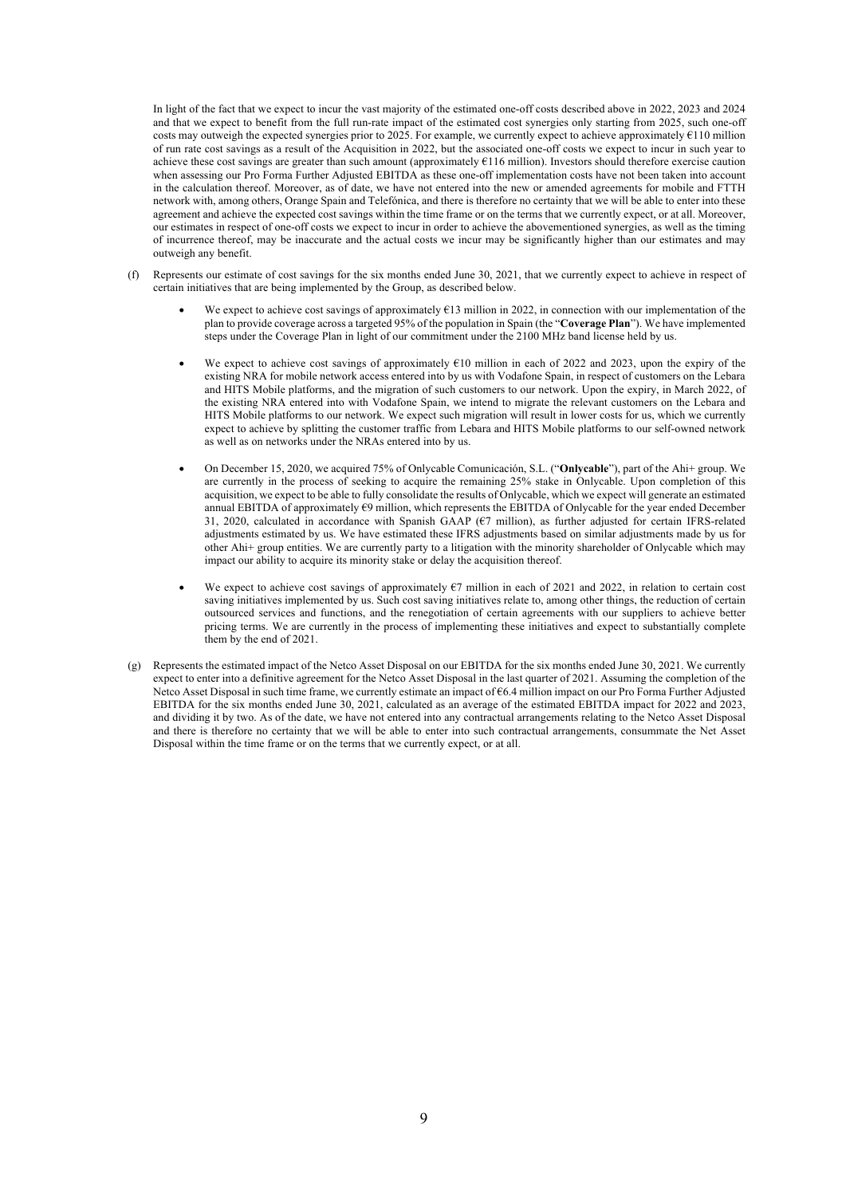In light of the fact that we expect to incur the vast majority of the estimated one-off costs described above in 2022, 2023 and 2024 and that we expect to benefit from the full run-rate impact of the estimated cost synergies only starting from 2025, such one-off costs may outweigh the expected synergies prior to 2025. For example, we currently expect to achieve approximately €110 million of run rate cost savings as a result of the Acquisition in 2022, but the associated one-off costs we expect to incur in such year to achieve these cost savings are greater than such amount (approximately €116 million). Investors should therefore exercise caution when assessing our Pro Forma Further Adjusted EBITDA as these one-off implementation costs have not been taken into account in the calculation thereof. Moreover, as of date, we have not entered into the new or amended agreements for mobile and FTTH network with, among others, Orange Spain and Telefónica, and there is therefore no certainty that we will be able to enter into these agreement and achieve the expected cost savings within the time frame or on the terms that we currently expect, or at all. Moreover, our estimates in respect of one-off costs we expect to incur in order to achieve the abovementioned synergies, as well as the timing of incurrence thereof, may be inaccurate and the actual costs we incur may be significantly higher than our estimates and may outweigh any benefit.

(f) Represents our estimate of cost savings for the six months ended June 30, 2021, that we currently expect to achieve in respect of certain initiatives that are being implemented by the Group, as described below.

- We expect to achieve cost savings of approximately €13 million in 2022, in connection with our implementation of the plan to provide coverage across a targeted 95% of the population in Spain (the "**Coverage Plan**"). We have implemented steps under the Coverage Plan in light of our commitment under the 2100 MHz band license held by us.
- We expect to achieve cost savings of approximately €10 million in each of 2022 and 2023, upon the expiry of the existing NRA for mobile network access entered into by us with Vodafone Spain, in respect of customers on the Lebara and HITS Mobile platforms, and the migration of such customers to our network. Upon the expiry, in March 2022, of the existing NRA entered into with Vodafone Spain, we intend to migrate the relevant customers on the Lebara and HITS Mobile platforms to our network. We expect such migration will result in lower costs for us, which we currently expect to achieve by splitting the customer traffic from Lebara and HITS Mobile platforms to our self-owned network as well as on networks under the NRAs entered into by us.
- On December 15, 2020, we acquired 75% of Onlycable Comunicación, S.L. ("**Onlycable**"), part of the Ahi+ group. We are currently in the process of seeking to acquire the remaining 25% stake in Onlycable. Upon completion of this acquisition, we expect to be able to fully consolidate the results of Onlycable, which we expect will generate an estimated annual EBITDA of approximately €9 million, which represents the EBITDA of Onlycable for the year ended December 31, 2020, calculated in accordance with Spanish GAAP (€7 million), as further adjusted for certain IFRS-related adjustments estimated by us. We have estimated these IFRS adjustments based on similar adjustments made by us for other Ahi+ group entities. We are currently party to a litigation with the minority shareholder of Onlycable which may impact our ability to acquire its minority stake or delay the acquisition thereof.
- We expect to achieve cost savings of approximately €7 million in each of 2021 and 2022, in relation to certain cost saving initiatives implemented by us. Such cost saving initiatives relate to, among other things, the reduction of certain outsourced services and functions, and the renegotiation of certain agreements with our suppliers to achieve better pricing terms. We are currently in the process of implementing these initiatives and expect to substantially complete them by the end of 2021.

(g) Represents the estimated impact of the Netco Asset Disposal on our EBITDA for the six months ended June 30, 2021. We currently expect to enter into a definitive agreement for the Netco Asset Disposal in the last quarter of 2021. Assuming the completion of the Netco Asset Disposal in such time frame, we currently estimate an impact of €6.4 million impact on our Pro Forma Further Adjusted EBITDA for the six months ended June 30, 2021, calculated as an average of the estimated EBITDA impact for 2022 and 2023, and dividing it by two. As of the date, we have not entered into any contractual arrangements relating to the Netco Asset Disposal and there is therefore no certainty that we will be able to enter into such contractual arrangements, consummate the Net Asset Disposal within the time frame or on the terms that we currently expect, or at all.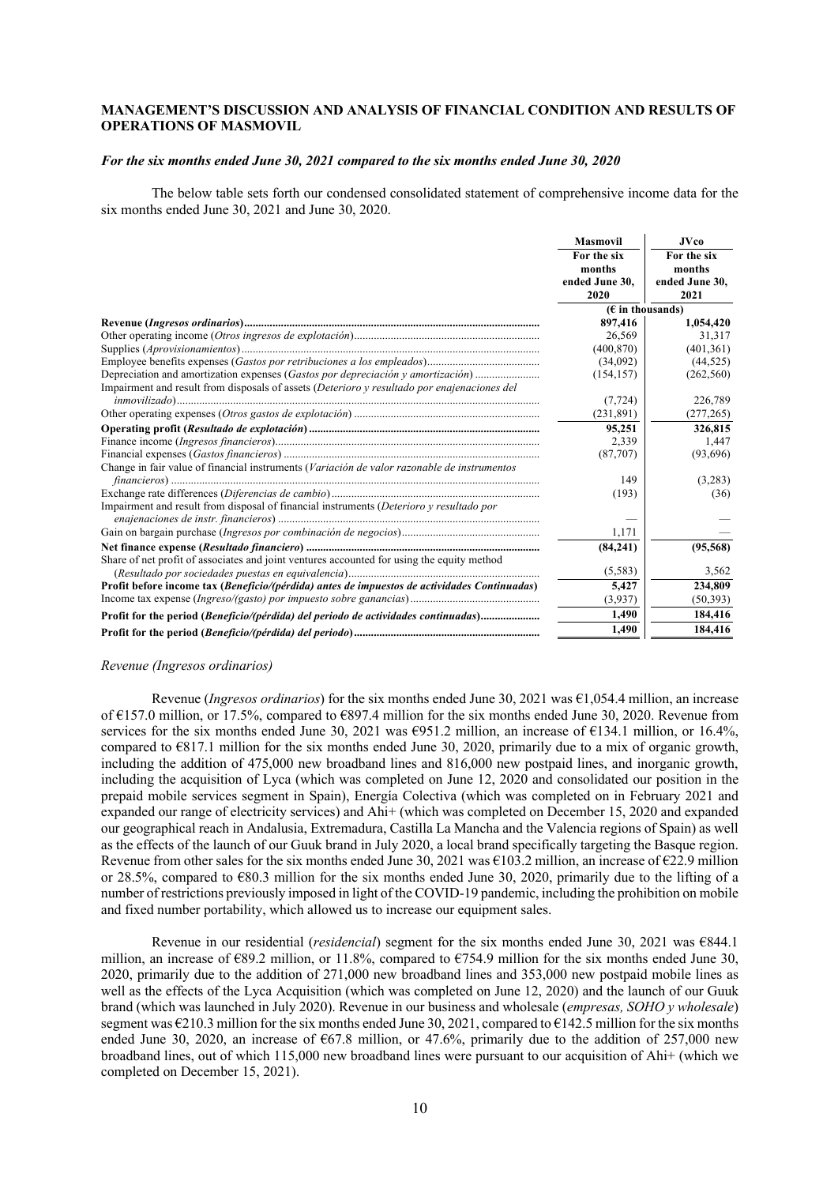## MANAGEMENT'S DISCUSSION AND ANALYSIS OF FINANCIAL CONDITION AND RESULTS OF OPERATIONS OF MASMOVIL

### *For the six months ended June 30, 2021 compared to the six months ended June 30, 2020*

The below table sets forth our condensed consolidated statement of comprehensive income data for the six months ended June 30, 2021 and June 30, 2020.

| | Masmovil | JVco |
|---|---|---|
| | For the six months ended June 30, 2020 | For the six months ended June 30, 2021 |
| | (€ in thousands) | |
| **Revenue (*Ingresos ordinarios*)** | **897,416** | **1,054,420** |
| Other operating income (*Otros ingresos de explotación*) | 26,569 | 31,317 |
| Supplies (*Aprovisionamientos*) | (400,870) | (401,361) |
| Employee benefits expenses (*Gastos por retribuciones a los empleados*) | (34,092) | (44,525) |
| Depreciation and amortization expenses (*Gastos por depreciación y amortización*) | (154,157) | (262,560) |
| Impairment and result from disposals of assets (*Deterioro y resultado por enajenaciones del inmovilizado*) | (7,724) | 226,789 |
| Other operating expenses (*Otros gastos de explotación*) | (231,891) | (277,265) |
| **Operating profit (*Resultado de explotación*)** | **95,251** | **326,815** |
| Finance income (*Ingresos financieros*) | 2,339 | 1,447 |
| Financial expenses (*Gastos financieros*) | (87,707) | (93,696) |
| Change in fair value of financial instruments (*Variación de valor razonable de instrumentos financieros*) | 149 | (3,283) |
| Exchange rate differences (*Diferencias de cambio*) | (193) | (36) |
| Impairment and result from disposal of financial instruments (*Deterioro y resultado por enajenaciones de instr. financieros*) | — | — |
| Gain on bargain purchase (*Ingresos por combinación de negocios*) | 1,171 | — |
| **Net finance expense (*Resultado financiero*)** | **(84,241)** | **(95,568)** |
| Share of net profit of associates and joint ventures accounted for using the equity method (*Resultado por sociedades puestas en equivalencia*) | (5,583) | 3,562 |
| **Profit before income tax (*Beneficio/(pérdida) antes de impuestos de actividades Continuadas*)** | **5,427** | **234,809** |
| Income tax expense (*Ingreso/(gasto) por impuesto sobre ganancias*) | (3,937) | (50,393) |
| **Profit for the period (*Beneficio/(pérdida) del periodo de actividades continuadas*)** | **1,490** | **184,416** |
| **Profit for the period (*Beneficio/(pérdida) del periodo*)** | **1,490** | **184,416** |

#### *Revenue (Ingresos ordinarios)*

Revenue (*Ingresos ordinarios*) for the six months ended June 30, 2021 was €1,054.4 million, an increase of €157.0 million, or 17.5%, compared to €897.4 million for the six months ended June 30, 2020. Revenue from services for the six months ended June 30, 2021 was €951.2 million, an increase of €134.1 million, or 16.4%, compared to €817.1 million for the six months ended June 30, 2020, primarily due to a mix of organic growth, including the addition of 475,000 new broadband lines and 816,000 new postpaid lines, and inorganic growth, including the acquisition of Lyca (which was completed on June 12, 2020 and consolidated our position in the prepaid mobile services segment in Spain), Energía Colectiva (which was completed on in February 2021 and expanded our range of electricity services) and Ahi+ (which was completed on December 15, 2020 and expanded our geographical reach in Andalusia, Extremadura, Castilla La Mancha and the Valencia regions of Spain) as well as the effects of the launch of our Guuk brand in July 2020, a local brand specifically targeting the Basque region. Revenue from other sales for the six months ended June 30, 2021 was €103.2 million, an increase of €22.9 million or 28.5%, compared to €80.3 million for the six months ended June 30, 2020, primarily due to the lifting of a number of restrictions previously imposed in light of the COVID-19 pandemic, including the prohibition on mobile and fixed number portability, which allowed us to increase our equipment sales.

Revenue in our residential (*residencial*) segment for the six months ended June 30, 2021 was €844.1 million, an increase of €89.2 million, or 11.8%, compared to €754.9 million for the six months ended June 30, 2020, primarily due to the addition of 271,000 new broadband lines and 353,000 new postpaid mobile lines as well as the effects of the Lyca Acquisition (which was completed on June 12, 2020) and the launch of our Guuk brand (which was launched in July 2020). Revenue in our business and wholesale (*empresas, SOHO y wholesale*) segment was €210.3 million for the six months ended June 30, 2021, compared to €142.5 million for the six months ended June 30, 2020, an increase of €67.8 million, or 47.6%, primarily due to the addition of 257,000 new broadband lines, out of which 115,000 new broadband lines were pursuant to our acquisition of Ahi+ (which we completed on December 15, 2021).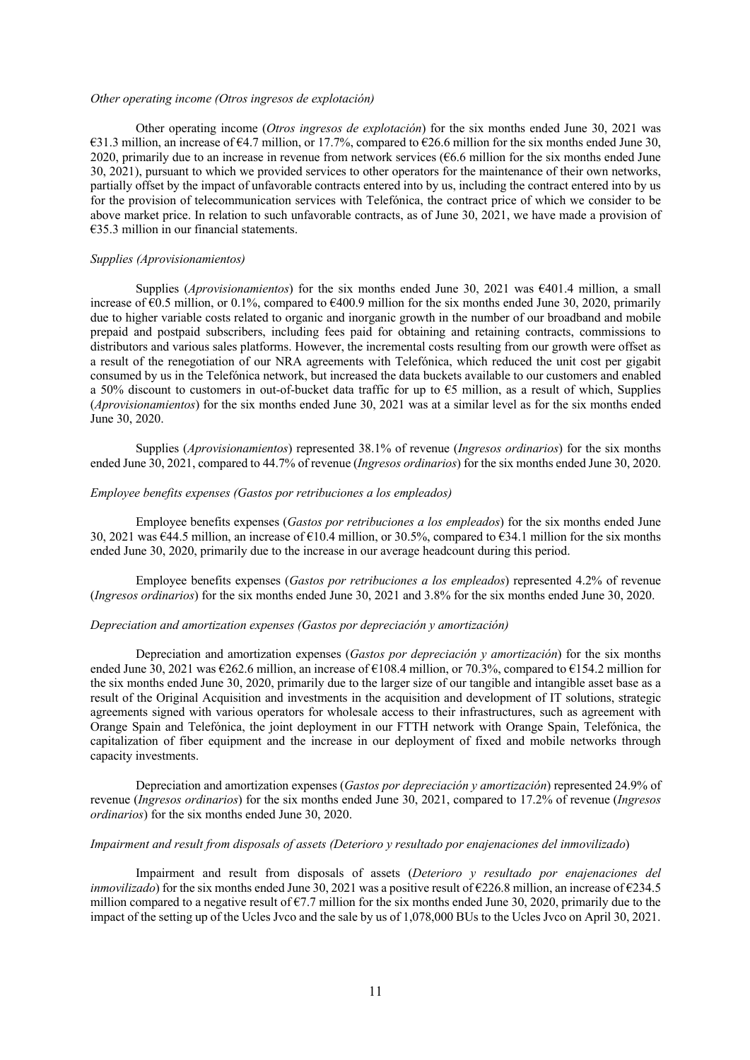*Other operating income (Otros ingresos de explotación)*

Other operating income (*Otros ingresos de explotación*) for the six months ended June 30, 2021 was €31.3 million, an increase of €4.7 million, or 17.7%, compared to €26.6 million for the six months ended June 30, 2020, primarily due to an increase in revenue from network services (€6.6 million for the six months ended June 30, 2021), pursuant to which we provided services to other operators for the maintenance of their own networks, partially offset by the impact of unfavorable contracts entered into by us, including the contract entered into by us for the provision of telecommunication services with Telefónica, the contract price of which we consider to be above market price. In relation to such unfavorable contracts, as of June 30, 2021, we have made a provision of €35.3 million in our financial statements.

*Supplies (Aprovisionamientos)*

Supplies (*Aprovisionamientos*) for the six months ended June 30, 2021 was €401.4 million, a small increase of €0.5 million, or 0.1%, compared to €400.9 million for the six months ended June 30, 2020, primarily due to higher variable costs related to organic and inorganic growth in the number of our broadband and mobile prepaid and postpaid subscribers, including fees paid for obtaining and retaining contracts, commissions to distributors and various sales platforms. However, the incremental costs resulting from our growth were offset as a result of the renegotiation of our NRA agreements with Telefónica, which reduced the unit cost per gigabit consumed by us in the Telefónica network, but increased the data buckets available to our customers and enabled a 50% discount to customers in out-of-bucket data traffic for up to €5 million, as a result of which, Supplies (*Aprovisionamientos*) for the six months ended June 30, 2021 was at a similar level as for the six months ended June 30, 2020.

Supplies (*Aprovisionamientos*) represented 38.1% of revenue (*Ingresos ordinarios*) for the six months ended June 30, 2021, compared to 44.7% of revenue (*Ingresos ordinarios*) for the six months ended June 30, 2020.

*Employee benefits expenses (Gastos por retribuciones a los empleados)*

Employee benefits expenses (*Gastos por retribuciones a los empleados*) for the six months ended June 30, 2021 was €44.5 million, an increase of €10.4 million, or 30.5%, compared to €34.1 million for the six months ended June 30, 2020, primarily due to the increase in our average headcount during this period.

Employee benefits expenses (*Gastos por retribuciones a los empleados*) represented 4.2% of revenue (*Ingresos ordinarios*) for the six months ended June 30, 2021 and 3.8% for the six months ended June 30, 2020.

*Depreciation and amortization expenses (Gastos por depreciación y amortización)*

Depreciation and amortization expenses (*Gastos por depreciación y amortización*) for the six months ended June 30, 2021 was €262.6 million, an increase of €108.4 million, or 70.3%, compared to €154.2 million for the six months ended June 30, 2020, primarily due to the larger size of our tangible and intangible asset base as a result of the Original Acquisition and investments in the acquisition and development of IT solutions, strategic agreements signed with various operators for wholesale access to their infrastructures, such as agreement with Orange Spain and Telefónica, the joint deployment in our FTTH network with Orange Spain, Telefónica, the capitalization of fiber equipment and the increase in our deployment of fixed and mobile networks through capacity investments.

Depreciation and amortization expenses (*Gastos por depreciación y amortización*) represented 24.9% of revenue (*Ingresos ordinarios*) for the six months ended June 30, 2021, compared to 17.2% of revenue (*Ingresos ordinarios*) for the six months ended June 30, 2020.

*Impairment and result from disposals of assets (Deterioro y resultado por enajenaciones del inmovilizado)*

Impairment and result from disposals of assets (*Deterioro y resultado por enajenaciones del inmovilizado*) for the six months ended June 30, 2021 was a positive result of €226.8 million, an increase of €234.5 million compared to a negative result of €7.7 million for the six months ended June 30, 2020, primarily due to the impact of the setting up of the Ucles Jvco and the sale by us of 1,078,000 BUs to the Ucles Jvco on April 30, 2021.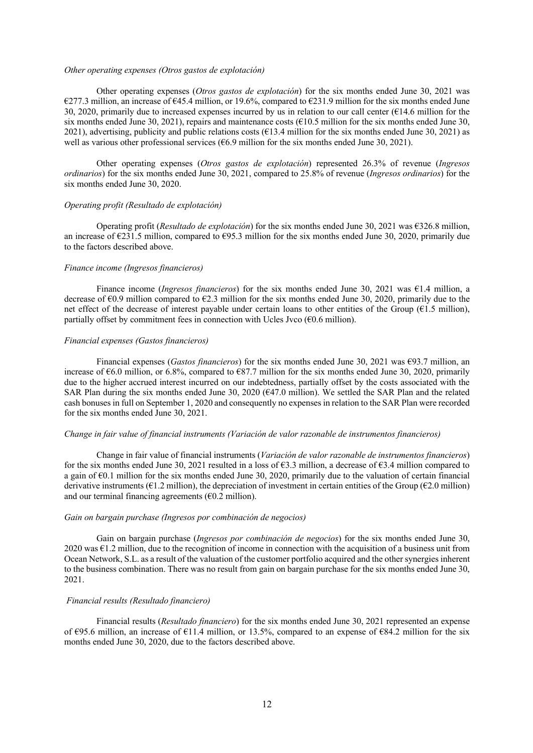*Other operating expenses (Otros gastos de explotación)*

Other operating expenses (*Otros gastos de explotación*) for the six months ended June 30, 2021 was €277.3 million, an increase of €45.4 million, or 19.6%, compared to €231.9 million for the six months ended June 30, 2020, primarily due to increased expenses incurred by us in relation to our call center (€14.6 million for the six months ended June 30, 2021), repairs and maintenance costs (€10.5 million for the six months ended June 30, 2021), advertising, publicity and public relations costs (€13.4 million for the six months ended June 30, 2021) as well as various other professional services (€6.9 million for the six months ended June 30, 2021).

Other operating expenses (*Otros gastos de explotación*) represented 26.3% of revenue (*Ingresos ordinarios*) for the six months ended June 30, 2021, compared to 25.8% of revenue (*Ingresos ordinarios*) for the six months ended June 30, 2020.

*Operating profit (Resultado de explotación)*

Operating profit (*Resultado de explotación*) for the six months ended June 30, 2021 was €326.8 million, an increase of €231.5 million, compared to €95.3 million for the six months ended June 30, 2020, primarily due to the factors described above.

*Finance income (Ingresos financieros)*

Finance income (*Ingresos financieros*) for the six months ended June 30, 2021 was €1.4 million, a decrease of €0.9 million compared to €2.3 million for the six months ended June 30, 2020, primarily due to the net effect of the decrease of interest payable under certain loans to other entities of the Group (€1.5 million), partially offset by commitment fees in connection with Ucles Jvco (€0.6 million).

*Financial expenses (Gastos financieros)*

Financial expenses (*Gastos financieros*) for the six months ended June 30, 2021 was €93.7 million, an increase of €6.0 million, or 6.8%, compared to €87.7 million for the six months ended June 30, 2020, primarily due to the higher accrued interest incurred on our indebtedness, partially offset by the costs associated with the SAR Plan during the six months ended June 30, 2020 (€47.0 million). We settled the SAR Plan and the related cash bonuses in full on September 1, 2020 and consequently no expenses in relation to the SAR Plan were recorded for the six months ended June 30, 2021.

*Change in fair value of financial instruments (Variación de valor razonable de instrumentos financieros)*

Change in fair value of financial instruments (*Variación de valor razonable de instrumentos financieros*) for the six months ended June 30, 2021 resulted in a loss of €3.3 million, a decrease of €3.4 million compared to a gain of €0.1 million for the six months ended June 30, 2020, primarily due to the valuation of certain financial derivative instruments (€1.2 million), the depreciation of investment in certain entities of the Group (€2.0 million) and our terminal financing agreements (€0.2 million).

*Gain on bargain purchase (Ingresos por combinación de negocios)*

Gain on bargain purchase (*Ingresos por combinación de negocios*) for the six months ended June 30, 2020 was €1.2 million, due to the recognition of income in connection with the acquisition of a business unit from Ocean Network, S.L. as a result of the valuation of the customer portfolio acquired and the other synergies inherent to the business combination. There was no result from gain on bargain purchase for the six months ended June 30, 2021.

*Financial results (Resultado financiero)*

Financial results (*Resultado financiero*) for the six months ended June 30, 2021 represented an expense of €95.6 million, an increase of €11.4 million, or 13.5%, compared to an expense of €84.2 million for the six months ended June 30, 2020, due to the factors described above.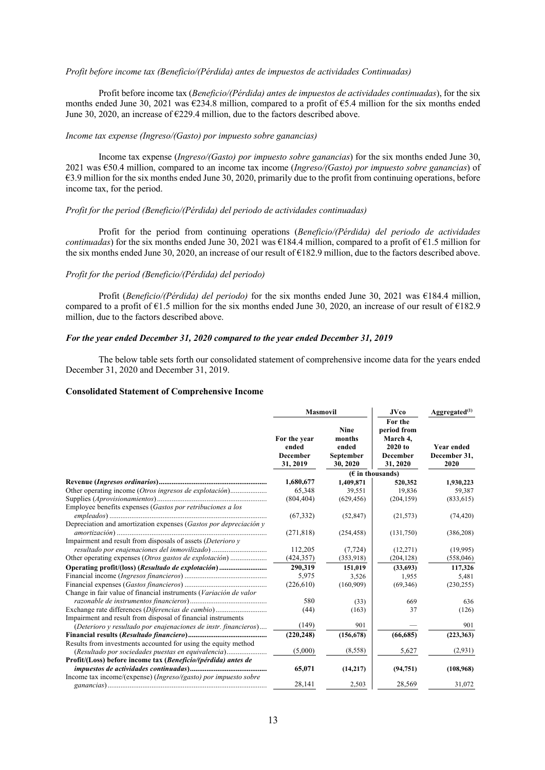*Profit before income tax (Beneficio/(Pérdida) antes de impuestos de actividades Continuadas)*

Profit before income tax (*Beneficio/(Pérdida) antes de impuestos de actividades continuadas*), for the six months ended June 30, 2021 was €234.8 million, compared to a profit of €5.4 million for the six months ended June 30, 2020, an increase of €229.4 million, due to the factors described above.

*Income tax expense (Ingreso/(Gasto) por impuesto sobre ganancias)*

Income tax expense (*Ingreso/(Gasto) por impuesto sobre ganancias*) for the six months ended June 30, 2021 was €50.4 million, compared to an income tax income (*Ingreso/(Gasto) por impuesto sobre ganancias*) of €3.9 million for the six months ended June 30, 2020, primarily due to the profit from continuing operations, before income tax, for the period.

*Profit for the period (Beneficio/(Pérdida) del periodo de actividades continuadas)*

Profit for the period from continuing operations (*Beneficio/(Pérdida) del periodo de actividades continuadas*) for the six months ended June 30, 2021 was €184.4 million, compared to a profit of €1.5 million for the six months ended June 30, 2020, an increase of our result of €182.9 million, due to the factors described above.

*Profit for the period (Beneficio/(Pérdida) del periodo)*

Profit (*Beneficio/(Pérdida) del periodo)* for the six months ended June 30, 2021 was €184.4 million, compared to a profit of €1.5 million for the six months ended June 30, 2020, an increase of our result of €182.9 million, due to the factors described above.

***For the year ended December 31, 2020 compared to the year ended December 31, 2019***

The below table sets forth our consolidated statement of comprehensive income data for the years ended December 31, 2020 and December 31, 2019.

**Consolidated Statement of Comprehensive Income**

| | Masmovil | | JVco | Aggregated[(1)] |
|---|---|---|---|---|
| | For the year ended December 31, 2019 | Nine months ended September 30, 2020 | For the period from March 4, 2020 to December 31, 2020 | Year ended December 31, 2020 |
| | (€ in thousands) | | | |
| **Revenue (*Ingresos ordinarios*)** | **1,680,677** | **1,409,871** | **520,352** | **1,930,223** |
| Other operating income (*Otros ingresos de explotación*) | 65,348 | 39,551 | 19,836 | 59,387 |
| Supplies (*Aprovisionamientos*) | (804,404) | (629,456) | (204,159) | (833,615) |
| Employee benefits expenses (*Gastos por retribuciones a los empleados*) | (67,332) | (52,847) | (21,573) | (74,420) |
| Depreciation and amortization expenses (*Gastos por depreciación y amortización*) | (271,818) | (254,458) | (131,750) | (386,208) |
| Impairment and result from disposals of assets (*Deterioro y resultado por enajenaciones del inmovilizado*) | 112,205 | (7,724) | (12,271) | (19,995) |
| Other operating expenses (*Otros gastos de explotación*) | (424,357) | (353,918) | (204,128) | (558,046) |
| **Operating profit/(loss) (*Resultado de explotación*)** | **290,319** | **151,019** | **(33,693)** | **117,326** |
| Financial income (*Ingresos financieros*) | 5,975 | 3,526 | 1,955 | 5,481 |
| Financial expenses (*Gastos financieros*) | (226,610) | (160,909) | (69,346) | (230,255) |
| Change in fair value of financial instruments (*Variación de valor razonable de instrumentos financieros*) | 580 | (33) | 669 | 636 |
| Exchange rate differences (*Diferencias de cambio*) | (44) | (163) | 37 | (126) |
| Impairment and result from disposal of financial instruments (*Deterioro y resultado por enajenaciones de instr. financieros*) | (149) | 901 | — | 901 |
| **Financial results (*Resultado financiero*)** | **(220,248)** | **(156,678)** | **(66,685)** | **(223,363)** |
| Results from investments accounted for using the equity method (*Resultado por sociedades puestas en equivalencia*) | (5,000) | (8,558) | 5,627 | (2,931) |
| **Profit/(Loss) before income tax (*Beneficio/(pérdida) antes de impuestos de actividades continuadas*)** | **65,071** | **(14,217)** | **(94,751)** | **(108,968)** |
| Income tax income/(expense) (*Ingreso/(gasto) por impuesto sobre ganancias*) | 28,141 | 2,503 | 28,569 | 31,072 |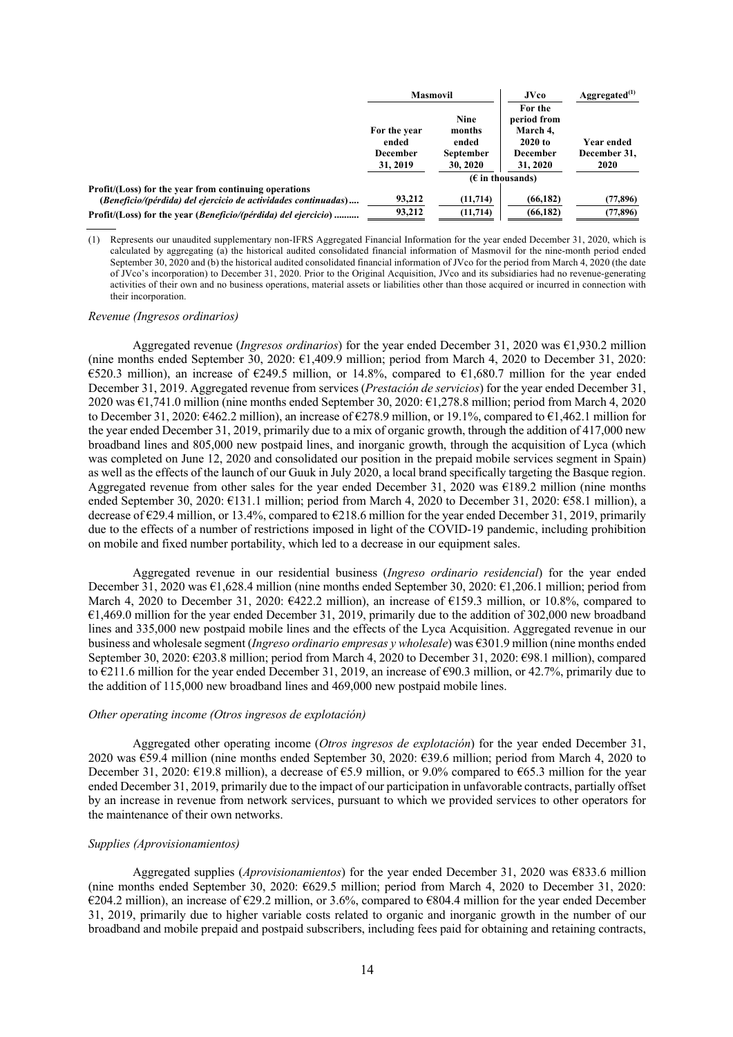| | Masmovil | | JVco | Aggregated[(1)] |
|---|---|---|---|---|
| | For the year ended December 31, 2019 | Nine months ended September 30, 2020 | For the period from March 4, 2020 to December 31, 2020 | Year ended December 31, 2020 |
| | (€ in thousands) | | | |
| **Profit/(Loss) for the year from continuing operations (*Beneficio/(pérdida) del ejercicio de actividades continuadas*)....** | 93,212 | (11,714) | (66,182) | (77,896) |
| **Profit/(Loss) for the year (*Beneficio/(pérdida) del ejercicio*) ..........** | 93,212 | (11,714) | (66,182) | (77,896) |

(1) Represents our unaudited supplementary non-IFRS Aggregated Financial Information for the year ended December 31, 2020, which is calculated by aggregating (a) the historical audited consolidated financial information of Masmovil for the nine-month period ended September 30, 2020 and (b) the historical audited consolidated financial information of JVco for the period from March 4, 2020 (the date of JVco's incorporation) to December 31, 2020. Prior to the Original Acquisition, JVco and its subsidiaries had no revenue-generating activities of their own and no business operations, material assets or liabilities other than those acquired or incurred in connection with their incorporation.

*Revenue (Ingresos ordinarios)*

Aggregated revenue (*Ingresos ordinarios*) for the year ended December 31, 2020 was €1,930.2 million (nine months ended September 30, 2020: €1,409.9 million; period from March 4, 2020 to December 31, 2020: €520.3 million), an increase of €249.5 million, or 14.8%, compared to €1,680.7 million for the year ended December 31, 2019. Aggregated revenue from services (*Prestación de servicios*) for the year ended December 31, 2020 was €1,741.0 million (nine months ended September 30, 2020: €1,278.8 million; period from March 4, 2020 to December 31, 2020: €462.2 million), an increase of €278.9 million, or 19.1%, compared to €1,462.1 million for the year ended December 31, 2019, primarily due to a mix of organic growth, through the addition of 417,000 new broadband lines and 805,000 new postpaid lines, and inorganic growth, through the acquisition of Lyca (which was completed on June 12, 2020 and consolidated our position in the prepaid mobile services segment in Spain) as well as the effects of the launch of our Guuk in July 2020, a local brand specifically targeting the Basque region. Aggregated revenue from other sales for the year ended December 31, 2020 was €189.2 million (nine months ended September 30, 2020: €131.1 million; period from March 4, 2020 to December 31, 2020: €58.1 million), a decrease of €29.4 million, or 13.4%, compared to €218.6 million for the year ended December 31, 2019, primarily due to the effects of a number of restrictions imposed in light of the COVID-19 pandemic, including prohibition on mobile and fixed number portability, which led to a decrease in our equipment sales.

Aggregated revenue in our residential business (*Ingreso ordinario residencial*) for the year ended December 31, 2020 was €1,628.4 million (nine months ended September 30, 2020: €1,206.1 million; period from March 4, 2020 to December 31, 2020: €422.2 million), an increase of €159.3 million, or 10.8%, compared to €1,469.0 million for the year ended December 31, 2019, primarily due to the addition of 302,000 new broadband lines and 335,000 new postpaid mobile lines and the effects of the Lyca Acquisition. Aggregated revenue in our business and wholesale segment (*Ingreso ordinario empresas y wholesale*) was €301.9 million (nine months ended September 30, 2020: €203.8 million; period from March 4, 2020 to December 31, 2020: €98.1 million), compared to €211.6 million for the year ended December 31, 2019, an increase of €90.3 million, or 42.7%, primarily due to the addition of 115,000 new broadband lines and 469,000 new postpaid mobile lines.

*Other operating income (Otros ingresos de explotación)*

Aggregated other operating income (*Otros ingresos de explotación*) for the year ended December 31, 2020 was €59.4 million (nine months ended September 30, 2020: €39.6 million; period from March 4, 2020 to December 31, 2020: €19.8 million), a decrease of €5.9 million, or 9.0% compared to €65.3 million for the year ended December 31, 2019, primarily due to the impact of our participation in unfavorable contracts, partially offset by an increase in revenue from network services, pursuant to which we provided services to other operators for the maintenance of their own networks.

*Supplies (Aprovisionamientos)*

Aggregated supplies (*Aprovisionamientos*) for the year ended December 31, 2020 was €833.6 million (nine months ended September 30, 2020: €629.5 million; period from March 4, 2020 to December 31, 2020: €204.2 million), an increase of €29.2 million, or 3.6%, compared to €804.4 million for the year ended December 31, 2019, primarily due to higher variable costs related to organic and inorganic growth in the number of our broadband and mobile prepaid and postpaid subscribers, including fees paid for obtaining and retaining contracts,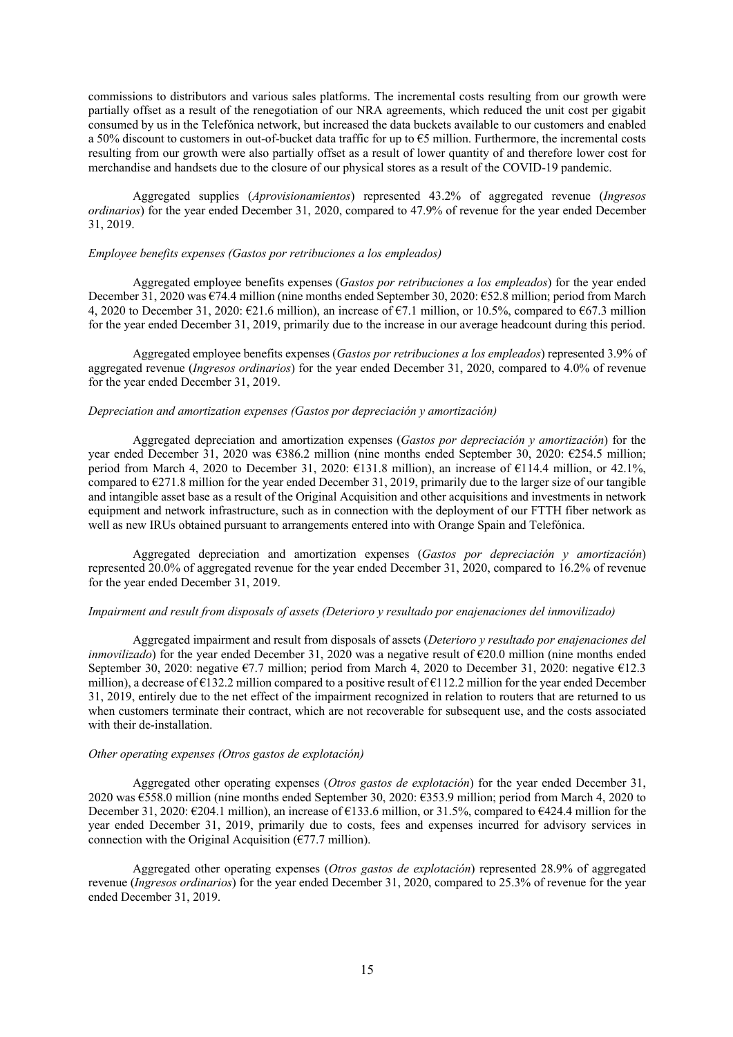commissions to distributors and various sales platforms. The incremental costs resulting from our growth were partially offset as a result of the renegotiation of our NRA agreements, which reduced the unit cost per gigabit consumed by us in the Telefónica network, but increased the data buckets available to our customers and enabled a 50% discount to customers in out-of-bucket data traffic for up to €5 million. Furthermore, the incremental costs resulting from our growth were also partially offset as a result of lower quantity of and therefore lower cost for merchandise and handsets due to the closure of our physical stores as a result of the COVID-19 pandemic.

Aggregated supplies (*Aprovisionamientos*) represented 43.2% of aggregated revenue (*Ingresos ordinarios*) for the year ended December 31, 2020, compared to 47.9% of revenue for the year ended December 31, 2019.

*Employee benefits expenses (Gastos por retribuciones a los empleados)*

Aggregated employee benefits expenses (*Gastos por retribuciones a los empleados*) for the year ended December 31, 2020 was €74.4 million (nine months ended September 30, 2020: €52.8 million; period from March 4, 2020 to December 31, 2020: €21.6 million), an increase of €7.1 million, or 10.5%, compared to €67.3 million for the year ended December 31, 2019, primarily due to the increase in our average headcount during this period.

Aggregated employee benefits expenses (*Gastos por retribuciones a los empleados*) represented 3.9% of aggregated revenue (*Ingresos ordinarios*) for the year ended December 31, 2020, compared to 4.0% of revenue for the year ended December 31, 2019.

*Depreciation and amortization expenses (Gastos por depreciación y amortización)*

Aggregated depreciation and amortization expenses (*Gastos por depreciación y amortización*) for the year ended December 31, 2020 was €386.2 million (nine months ended September 30, 2020: €254.5 million; period from March 4, 2020 to December 31, 2020: €131.8 million), an increase of €114.4 million, or 42.1%, compared to €271.8 million for the year ended December 31, 2019, primarily due to the larger size of our tangible and intangible asset base as a result of the Original Acquisition and other acquisitions and investments in network equipment and network infrastructure, such as in connection with the deployment of our FTTH fiber network as well as new IRUs obtained pursuant to arrangements entered into with Orange Spain and Telefónica.

Aggregated depreciation and amortization expenses (*Gastos por depreciación y amortización*) represented 20.0% of aggregated revenue for the year ended December 31, 2020, compared to 16.2% of revenue for the year ended December 31, 2019.

*Impairment and result from disposals of assets (Deterioro y resultado por enajenaciones del inmovilizado)*

Aggregated impairment and result from disposals of assets (*Deterioro y resultado por enajenaciones del inmovilizado*) for the year ended December 31, 2020 was a negative result of €20.0 million (nine months ended September 30, 2020: negative €7.7 million; period from March 4, 2020 to December 31, 2020: negative €12.3 million), a decrease of €132.2 million compared to a positive result of €112.2 million for the year ended December 31, 2019, entirely due to the net effect of the impairment recognized in relation to routers that are returned to us when customers terminate their contract, which are not recoverable for subsequent use, and the costs associated with their de-installation.

*Other operating expenses (Otros gastos de explotación)*

Aggregated other operating expenses (*Otros gastos de explotación*) for the year ended December 31, 2020 was €558.0 million (nine months ended September 30, 2020: €353.9 million; period from March 4, 2020 to December 31, 2020: €204.1 million), an increase of €133.6 million, or 31.5%, compared to €424.4 million for the year ended December 31, 2019, primarily due to costs, fees and expenses incurred for advisory services in connection with the Original Acquisition (€77.7 million).

Aggregated other operating expenses (*Otros gastos de explotación*) represented 28.9% of aggregated revenue (*Ingresos ordinarios*) for the year ended December 31, 2020, compared to 25.3% of revenue for the year ended December 31, 2019.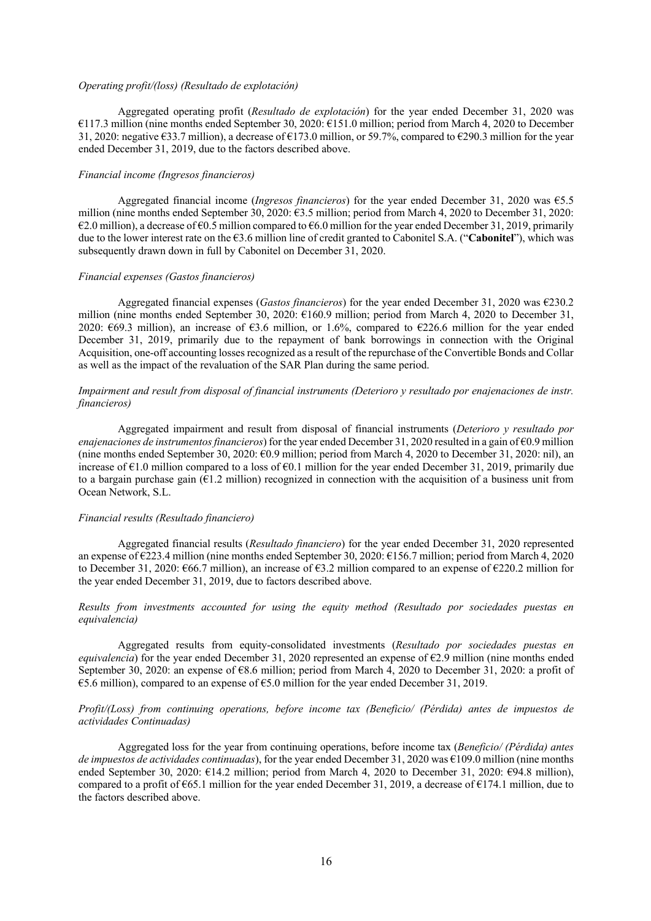*Operating profit/(loss) (Resultado de explotación)*

Aggregated operating profit (*Resultado de explotación*) for the year ended December 31, 2020 was €117.3 million (nine months ended September 30, 2020: €151.0 million; period from March 4, 2020 to December 31, 2020: negative €33.7 million), a decrease of €173.0 million, or 59.7%, compared to €290.3 million for the year ended December 31, 2019, due to the factors described above.

*Financial income (Ingresos financieros)*

Aggregated financial income (*Ingresos financieros*) for the year ended December 31, 2020 was €5.5 million (nine months ended September 30, 2020: €3.5 million; period from March 4, 2020 to December 31, 2020: €2.0 million), a decrease of €0.5 million compared to €6.0 million for the year ended December 31, 2019, primarily due to the lower interest rate on the €3.6 million line of credit granted to Cabonitel S.A. ("**Cabonitel**"), which was subsequently drawn down in full by Cabonitel on December 31, 2020.

*Financial expenses (Gastos financieros)*

Aggregated financial expenses (*Gastos financieros*) for the year ended December 31, 2020 was €230.2 million (nine months ended September 30, 2020: €160.9 million; period from March 4, 2020 to December 31, 2020: €69.3 million), an increase of €3.6 million, or 1.6%, compared to €226.6 million for the year ended December 31, 2019, primarily due to the repayment of bank borrowings in connection with the Original Acquisition, one-off accounting losses recognized as a result of the repurchase of the Convertible Bonds and Collar as well as the impact of the revaluation of the SAR Plan during the same period.

*Impairment and result from disposal of financial instruments (Deterioro y resultado por enajenaciones de instr. financieros)*

Aggregated impairment and result from disposal of financial instruments (*Deterioro y resultado por enajenaciones de instrumentos financieros*) for the year ended December 31, 2020 resulted in a gain of €0.9 million (nine months ended September 30, 2020: €0.9 million; period from March 4, 2020 to December 31, 2020: nil), an increase of €1.0 million compared to a loss of €0.1 million for the year ended December 31, 2019, primarily due to a bargain purchase gain (€1.2 million) recognized in connection with the acquisition of a business unit from Ocean Network, S.L.

*Financial results (Resultado financiero)*

Aggregated financial results (*Resultado financiero*) for the year ended December 31, 2020 represented an expense of €223.4 million (nine months ended September 30, 2020: €156.7 million; period from March 4, 2020 to December 31, 2020: €66.7 million), an increase of €3.2 million compared to an expense of €220.2 million for the year ended December 31, 2019, due to factors described above.

*Results from investments accounted for using the equity method (Resultado por sociedades puestas en equivalencia)*

Aggregated results from equity-consolidated investments (*Resultado por sociedades puestas en equivalencia*) for the year ended December 31, 2020 represented an expense of €2.9 million (nine months ended September 30, 2020: an expense of €8.6 million; period from March 4, 2020 to December 31, 2020: a profit of €5.6 million), compared to an expense of €5.0 million for the year ended December 31, 2019.

*Profit/(Loss) from continuing operations, before income tax (Beneficio/ (Pérdida) antes de impuestos de actividades Continuadas)*

Aggregated loss for the year from continuing operations, before income tax (*Beneficio/ (Pérdida) antes de impuestos de actividades continuadas*), for the year ended December 31, 2020 was €109.0 million (nine months ended September 30, 2020: €14.2 million; period from March 4, 2020 to December 31, 2020: €94.8 million), compared to a profit of €65.1 million for the year ended December 31, 2019, a decrease of €174.1 million, due to the factors described above.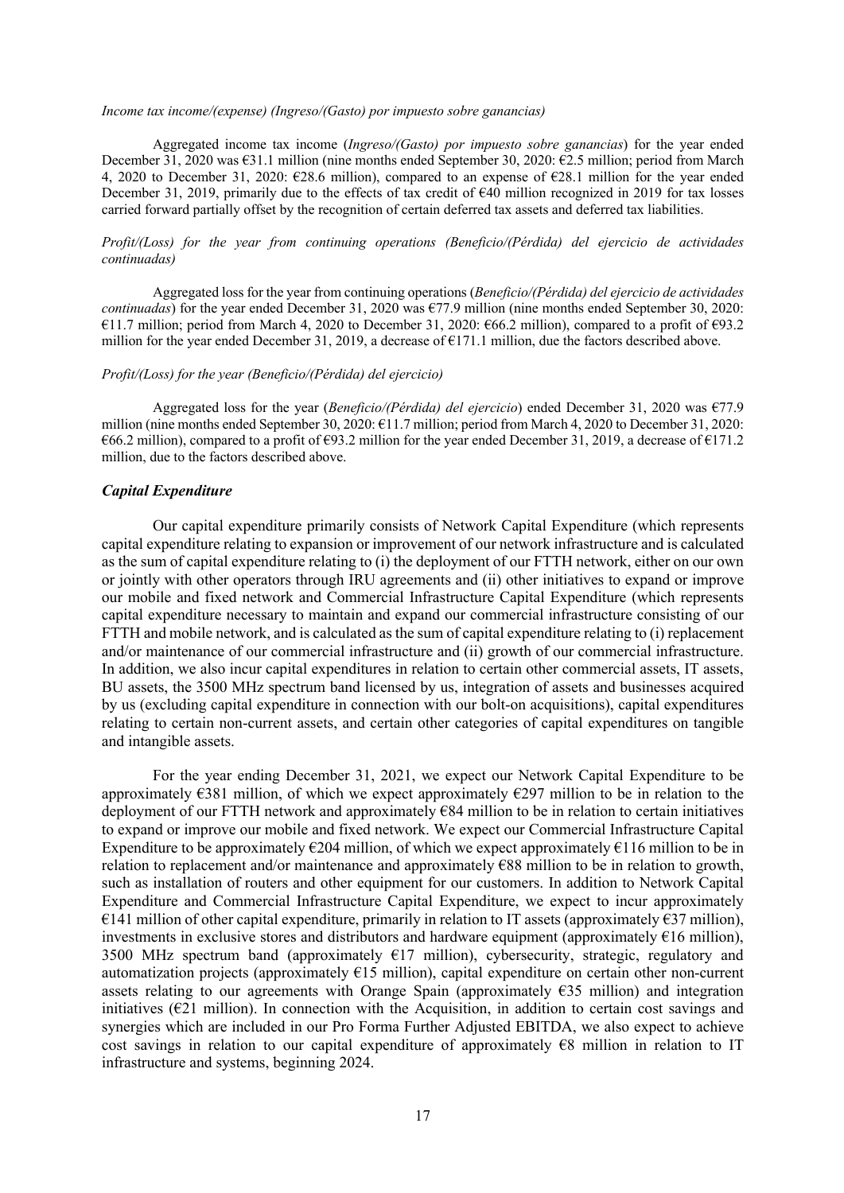*Income tax income/(expense) (Ingreso/(Gasto) por impuesto sobre ganancias)*

Aggregated income tax income (*Ingreso/(Gasto) por impuesto sobre ganancias*) for the year ended December 31, 2020 was €31.1 million (nine months ended September 30, 2020: €2.5 million; period from March 4, 2020 to December 31, 2020: €28.6 million), compared to an expense of €28.1 million for the year ended December 31, 2019, primarily due to the effects of tax credit of €40 million recognized in 2019 for tax losses carried forward partially offset by the recognition of certain deferred tax assets and deferred tax liabilities.

*Profit/(Loss) for the year from continuing operations (Beneficio/(Pérdida) del ejercicio de actividades continuadas)*

Aggregated loss for the year from continuing operations (*Beneficio/(Pérdida) del ejercicio de actividades continuadas*) for the year ended December 31, 2020 was €77.9 million (nine months ended September 30, 2020: €11.7 million; period from March 4, 2020 to December 31, 2020: €66.2 million), compared to a profit of €93.2 million for the year ended December 31, 2019, a decrease of €171.1 million, due the factors described above.

*Profit/(Loss) for the year (Beneficio/(Pérdida) del ejercicio)*

Aggregated loss for the year (*Beneficio/(Pérdida) del ejercicio*) ended December 31, 2020 was €77.9 million (nine months ended September 30, 2020: €11.7 million; period from March 4, 2020 to December 31, 2020: €66.2 million), compared to a profit of €93.2 million for the year ended December 31, 2019, a decrease of €171.2 million, due to the factors described above.

### *Capital Expenditure*

Our capital expenditure primarily consists of Network Capital Expenditure (which represents capital expenditure relating to expansion or improvement of our network infrastructure and is calculated as the sum of capital expenditure relating to (i) the deployment of our FTTH network, either on our own or jointly with other operators through IRU agreements and (ii) other initiatives to expand or improve our mobile and fixed network and Commercial Infrastructure Capital Expenditure (which represents capital expenditure necessary to maintain and expand our commercial infrastructure consisting of our FTTH and mobile network, and is calculated as the sum of capital expenditure relating to (i) replacement and/or maintenance of our commercial infrastructure and (ii) growth of our commercial infrastructure. In addition, we also incur capital expenditures in relation to certain other commercial assets, IT assets, BU assets, the 3500 MHz spectrum band licensed by us, integration of assets and businesses acquired by us (excluding capital expenditure in connection with our bolt-on acquisitions), capital expenditures relating to certain non-current assets, and certain other categories of capital expenditures on tangible and intangible assets.

For the year ending December 31, 2021, we expect our Network Capital Expenditure to be approximately €381 million, of which we expect approximately €297 million to be in relation to the deployment of our FTTH network and approximately €84 million to be in relation to certain initiatives to expand or improve our mobile and fixed network. We expect our Commercial Infrastructure Capital Expenditure to be approximately €204 million, of which we expect approximately €116 million to be in relation to replacement and/or maintenance and approximately €88 million to be in relation to growth, such as installation of routers and other equipment for our customers. In addition to Network Capital Expenditure and Commercial Infrastructure Capital Expenditure, we expect to incur approximately €141 million of other capital expenditure, primarily in relation to IT assets (approximately €37 million), investments in exclusive stores and distributors and hardware equipment (approximately €16 million), 3500 MHz spectrum band (approximately €17 million), cybersecurity, strategic, regulatory and automatization projects (approximately €15 million), capital expenditure on certain other non-current assets relating to our agreements with Orange Spain (approximately €35 million) and integration initiatives (€21 million). In connection with the Acquisition, in addition to certain cost savings and synergies which are included in our Pro Forma Further Adjusted EBITDA, we also expect to achieve cost savings in relation to our capital expenditure of approximately €8 million in relation to IT infrastructure and systems, beginning 2024.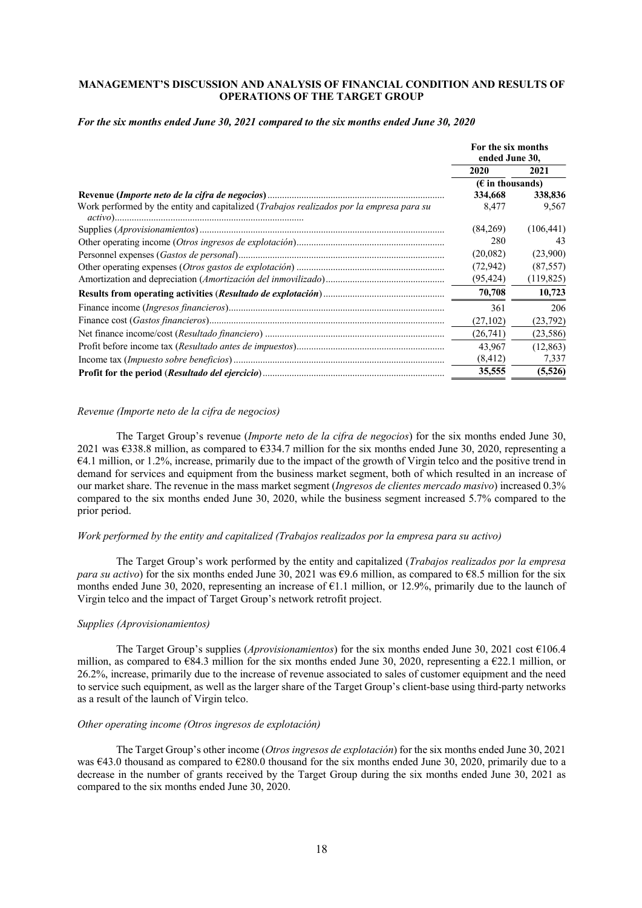## MANAGEMENT'S DISCUSSION AND ANALYSIS OF FINANCIAL CONDITION AND RESULTS OF OPERATIONS OF THE TARGET GROUP

### *For the six months ended June 30, 2021 compared to the six months ended June 30, 2020*

| | For the six months ended June 30, | |
|---|---|---|
| | 2020 | 2021 |
| | (€ in thousands) | |
| **Revenue (*Importe neto de la cifra de negocios*)** | **334,668** | **338,836** |
| Work performed by the entity and capitalized (*Trabajos realizados por la empresa para su activo*) | 8,477 | 9,567 |
| Supplies (*Aprovisionamientos*) | (84,269) | (106,441) |
| Other operating income (*Otros ingresos de explotación*) | 280 | 43 |
| Personnel expenses (*Gastos de personal*) | (20,082) | (23,900) |
| Other operating expenses (*Otros gastos de explotación*) | (72,942) | (87,557) |
| Amortization and depreciation (*Amortización del inmovilizado*) | (95,424) | (119,825) |
| **Results from operating activities (*Resultado de explotación*)** | **70,708** | **10,723** |
| Finance income (*Ingresos financieros*) | 361 | 206 |
| Finance cost (*Gastos financieros*) | (27,102) | (23,792) |
| Net finance income/cost (*Resultado financiero*) | (26,741) | (23,586) |
| Profit before income tax (*Resultado antes de impuestos*) | 43,967 | (12,863) |
| Income tax (*Impuesto sobre beneficios*) | (8,412) | 7,337 |
| **Profit for the period (*Resultado del ejercicio*)** | **35,555** | **(5,526)** |

*Revenue (Importe neto de la cifra de negocios)*

The Target Group's revenue (*Importe neto de la cifra de negocios*) for the six months ended June 30, 2021 was €338.8 million, as compared to €334.7 million for the six months ended June 30, 2020, representing a €4.1 million, or 1.2%, increase, primarily due to the impact of the growth of Virgin telco and the positive trend in demand for services and equipment from the business market segment, both of which resulted in an increase of our market share. The revenue in the mass market segment (*Ingresos de clientes mercado masivo*) increased 0.3% compared to the six months ended June 30, 2020, while the business segment increased 5.7% compared to the prior period.

*Work performed by the entity and capitalized (Trabajos realizados por la empresa para su activo)*

The Target Group's work performed by the entity and capitalized (*Trabajos realizados por la empresa para su activo*) for the six months ended June 30, 2021 was €9.6 million, as compared to €8.5 million for the six months ended June 30, 2020, representing an increase of €1.1 million, or 12.9%, primarily due to the launch of Virgin telco and the impact of Target Group's network retrofit project.

*Supplies (Aprovisionamientos)*

The Target Group's supplies (*Aprovisionamientos*) for the six months ended June 30, 2021 cost €106.4 million, as compared to €84.3 million for the six months ended June 30, 2020, representing a €22.1 million, or 26.2%, increase, primarily due to the increase of revenue associated to sales of customer equipment and the need to service such equipment, as well as the larger share of the Target Group's client-base using third-party networks as a result of the launch of Virgin telco.

*Other operating income (Otros ingresos de explotación)*

The Target Group's other income (*Otros ingresos de explotación*) for the six months ended June 30, 2021 was €43.0 thousand as compared to €280.0 thousand for the six months ended June 30, 2020, primarily due to a decrease in the number of grants received by the Target Group during the six months ended June 30, 2021 as compared to the six months ended June 30, 2020.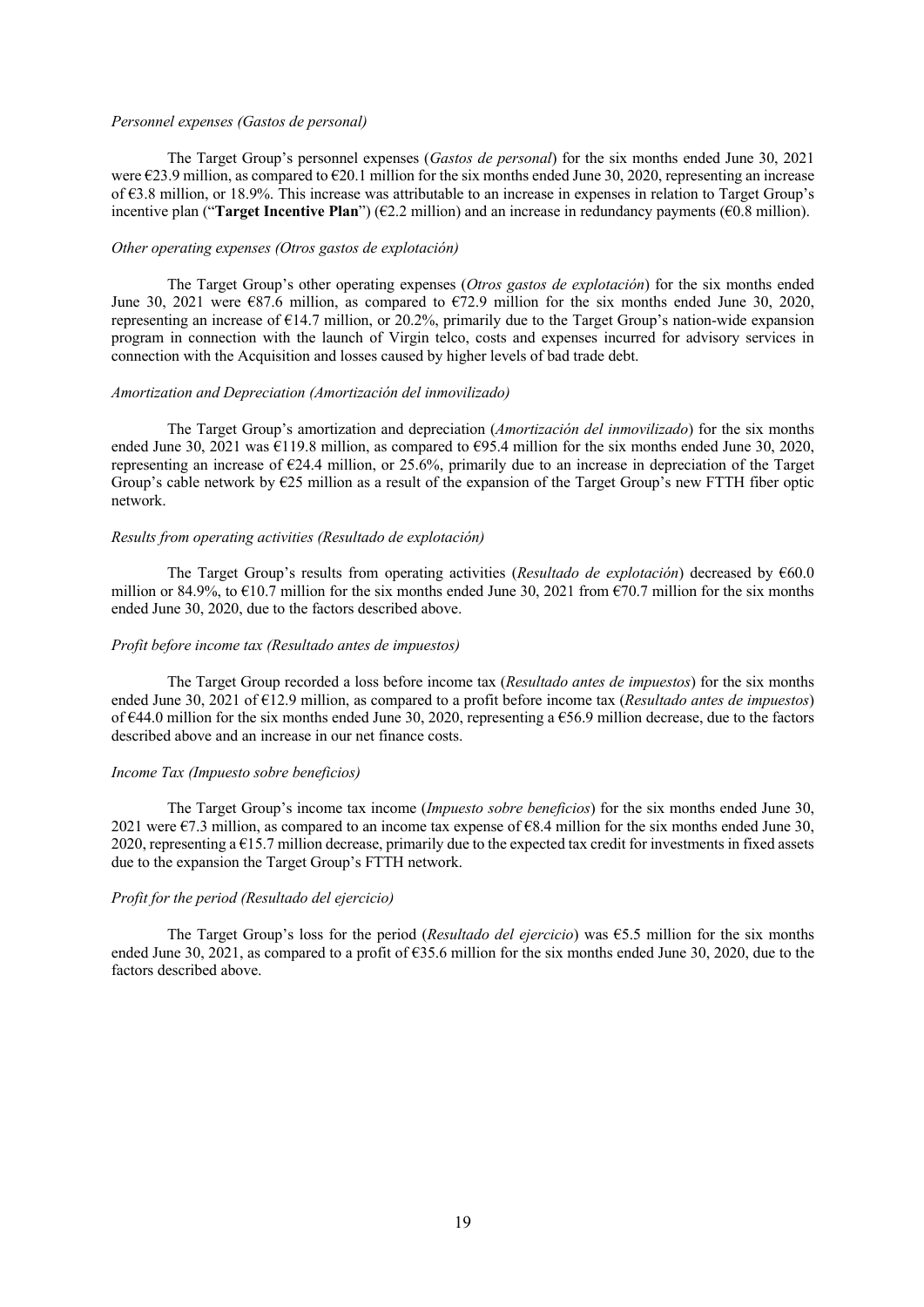*Personnel expenses (Gastos de personal)*

The Target Group's personnel expenses (*Gastos de personal*) for the six months ended June 30, 2021 were €23.9 million, as compared to €20.1 million for the six months ended June 30, 2020, representing an increase of €3.8 million, or 18.9%. This increase was attributable to an increase in expenses in relation to Target Group's incentive plan ("**Target Incentive Plan**") (€2.2 million) and an increase in redundancy payments (€0.8 million).

*Other operating expenses (Otros gastos de explotación)*

The Target Group's other operating expenses (*Otros gastos de explotación*) for the six months ended June 30, 2021 were €87.6 million, as compared to €72.9 million for the six months ended June 30, 2020, representing an increase of €14.7 million, or 20.2%, primarily due to the Target Group's nation-wide expansion program in connection with the launch of Virgin telco, costs and expenses incurred for advisory services in connection with the Acquisition and losses caused by higher levels of bad trade debt.

*Amortization and Depreciation (Amortización del inmovilizado)*

The Target Group's amortization and depreciation (*Amortización del inmovilizado*) for the six months ended June 30, 2021 was €119.8 million, as compared to €95.4 million for the six months ended June 30, 2020, representing an increase of €24.4 million, or 25.6%, primarily due to an increase in depreciation of the Target Group's cable network by €25 million as a result of the expansion of the Target Group's new FTTH fiber optic network.

*Results from operating activities (Resultado de explotación)*

The Target Group's results from operating activities (*Resultado de explotación*) decreased by €60.0 million or 84.9%, to €10.7 million for the six months ended June 30, 2021 from €70.7 million for the six months ended June 30, 2020, due to the factors described above.

*Profit before income tax (Resultado antes de impuestos)*

The Target Group recorded a loss before income tax (*Resultado antes de impuestos*) for the six months ended June 30, 2021 of €12.9 million, as compared to a profit before income tax (*Resultado antes de impuestos*) of €44.0 million for the six months ended June 30, 2020, representing a €56.9 million decrease, due to the factors described above and an increase in our net finance costs.

*Income Tax (Impuesto sobre beneficios)*

The Target Group's income tax income (*Impuesto sobre beneficios*) for the six months ended June 30, 2021 were €7.3 million, as compared to an income tax expense of €8.4 million for the six months ended June 30, 2020, representing a €15.7 million decrease, primarily due to the expected tax credit for investments in fixed assets due to the expansion the Target Group's FTTH network.

*Profit for the period (Resultado del ejercicio)*

The Target Group's loss for the period (*Resultado del ejercicio*) was €5.5 million for the six months ended June 30, 2021, as compared to a profit of €35.6 million for the six months ended June 30, 2020, due to the factors described above.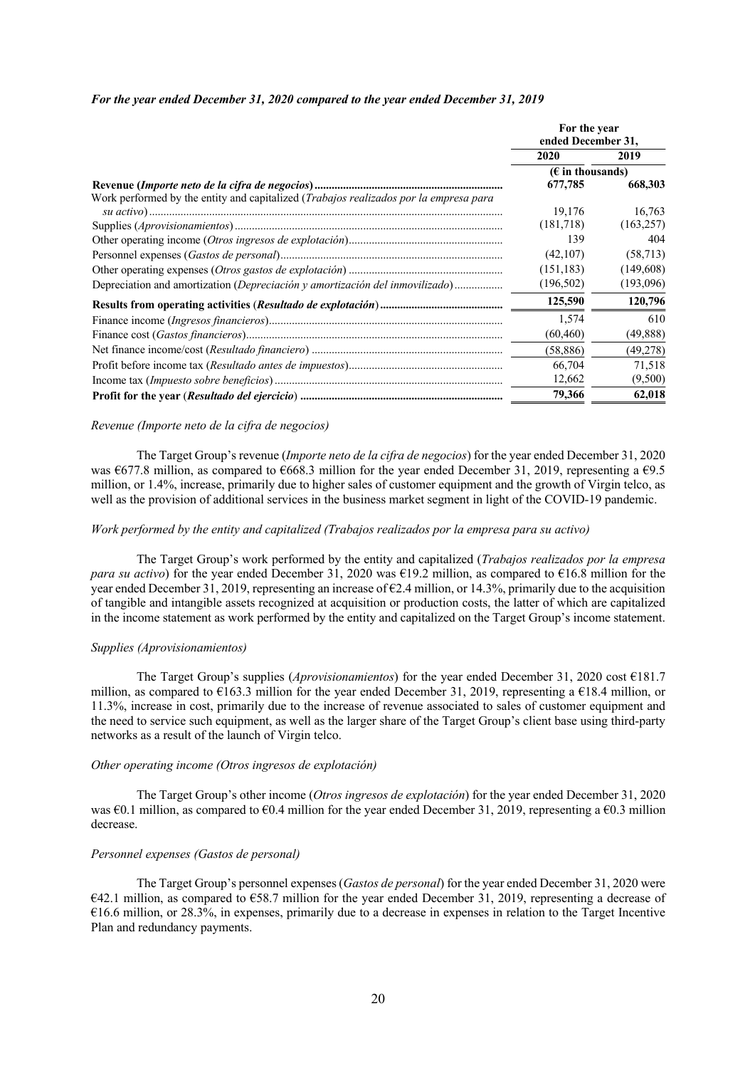### *For the year ended December 31, 2020 compared to the year ended December 31, 2019*

| | For the year ended December 31, | |
|---|---|---|
| | 2020 | 2019 |
| | (€ in thousands) | |
| **Revenue (*Importe neto de la cifra de negocios*)** | **677,785** | **668,303** |
| Work performed by the entity and capitalized (*Trabajos realizados por la empresa para su activo*) | 19,176 | 16,763 |
| Supplies (*Aprovisionamientos*) | (181,718) | (163,257) |
| Other operating income (*Otros ingresos de explotación*) | 139 | 404 |
| Personnel expenses (*Gastos de personal*) | (42,107) | (58,713) |
| Other operating expenses (*Otros gastos de explotación*) | (151,183) | (149,608) |
| Depreciation and amortization (*Depreciación y amortización del inmovilizado*) | (196,502) | (193,096) |
| **Results from operating activities (*Resultado de explotación*)** | **125,590** | **120,796** |
| Finance income (*Ingresos financieros*) | 1,574 | 610 |
| Finance cost (*Gastos financieros*) | (60,460) | (49,888) |
| Net finance income/cost (*Resultado financiero*) | (58,886) | (49,278) |
| Profit before income tax (*Resultado antes de impuestos*) | 66,704 | 71,518 |
| Income tax (*Impuesto sobre beneficios*) | 12,662 | (9,500) |
| **Profit for the year (*Resultado del ejercicio*)** | **79,366** | **62,018** |

*Revenue (Importe neto de la cifra de negocios)*

The Target Group's revenue (*Importe neto de la cifra de negocios*) for the year ended December 31, 2020 was €677.8 million, as compared to €668.3 million for the year ended December 31, 2019, representing a €9.5 million, or 1.4%, increase, primarily due to higher sales of customer equipment and the growth of Virgin telco, as well as the provision of additional services in the business market segment in light of the COVID-19 pandemic.

*Work performed by the entity and capitalized (Trabajos realizados por la empresa para su activo)*

The Target Group's work performed by the entity and capitalized (*Trabajos realizados por la empresa para su activo*) for the year ended December 31, 2020 was €19.2 million, as compared to €16.8 million for the year ended December 31, 2019, representing an increase of €2.4 million, or 14.3%, primarily due to the acquisition of tangible and intangible assets recognized at acquisition or production costs, the latter of which are capitalized in the income statement as work performed by the entity and capitalized on the Target Group's income statement.

*Supplies (Aprovisionamientos)*

The Target Group's supplies (*Aprovisionamientos*) for the year ended December 31, 2020 cost €181.7 million, as compared to €163.3 million for the year ended December 31, 2019, representing a €18.4 million, or 11.3%, increase in cost, primarily due to the increase of revenue associated to sales of customer equipment and the need to service such equipment, as well as the larger share of the Target Group's client base using third-party networks as a result of the launch of Virgin telco.

*Other operating income (Otros ingresos de explotación)*

The Target Group's other income (*Otros ingresos de explotación*) for the year ended December 31, 2020 was €0.1 million, as compared to €0.4 million for the year ended December 31, 2019, representing a €0.3 million decrease.

*Personnel expenses (Gastos de personal)*

The Target Group's personnel expenses (*Gastos de personal*) for the year ended December 31, 2020 were €42.1 million, as compared to €58.7 million for the year ended December 31, 2019, representing a decrease of €16.6 million, or 28.3%, in expenses, primarily due to a decrease in expenses in relation to the Target Incentive Plan and redundancy payments.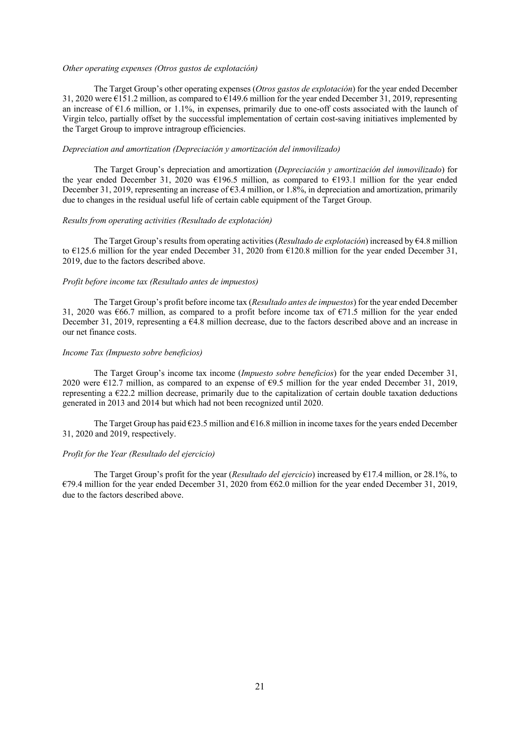*Other operating expenses (Otros gastos de explotación)*

The Target Group's other operating expenses (*Otros gastos de explotación*) for the year ended December 31, 2020 were €151.2 million, as compared to €149.6 million for the year ended December 31, 2019, representing an increase of €1.6 million, or 1.1%, in expenses, primarily due to one-off costs associated with the launch of Virgin telco, partially offset by the successful implementation of certain cost-saving initiatives implemented by the Target Group to improve intragroup efficiencies.

*Depreciation and amortization (Depreciación y amortización del inmovilizado)*

The Target Group's depreciation and amortization (*Depreciación y amortización del inmovilizado*) for the year ended December 31, 2020 was €196.5 million, as compared to €193.1 million for the year ended December 31, 2019, representing an increase of €3.4 million, or 1.8%, in depreciation and amortization, primarily due to changes in the residual useful life of certain cable equipment of the Target Group.

*Results from operating activities (Resultado de explotación)*

The Target Group's results from operating activities (*Resultado de explotación*) increased by €4.8 million to €125.6 million for the year ended December 31, 2020 from €120.8 million for the year ended December 31, 2019, due to the factors described above.

*Profit before income tax (Resultado antes de impuestos)*

The Target Group's profit before income tax (*Resultado antes de impuestos*) for the year ended December 31, 2020 was €66.7 million, as compared to a profit before income tax of €71.5 million for the year ended December 31, 2019, representing a €4.8 million decrease, due to the factors described above and an increase in our net finance costs.

*Income Tax (Impuesto sobre beneficios)*

The Target Group's income tax income (*Impuesto sobre beneficios*) for the year ended December 31, 2020 were €12.7 million, as compared to an expense of €9.5 million for the year ended December 31, 2019, representing a €22.2 million decrease, primarily due to the capitalization of certain double taxation deductions generated in 2013 and 2014 but which had not been recognized until 2020.

The Target Group has paid €23.5 million and €16.8 million in income taxes for the years ended December 31, 2020 and 2019, respectively.

*Profit for the Year (Resultado del ejercicio)*

The Target Group's profit for the year (*Resultado del ejercicio*) increased by €17.4 million, or 28.1%, to €79.4 million for the year ended December 31, 2020 from €62.0 million for the year ended December 31, 2019, due to the factors described above.